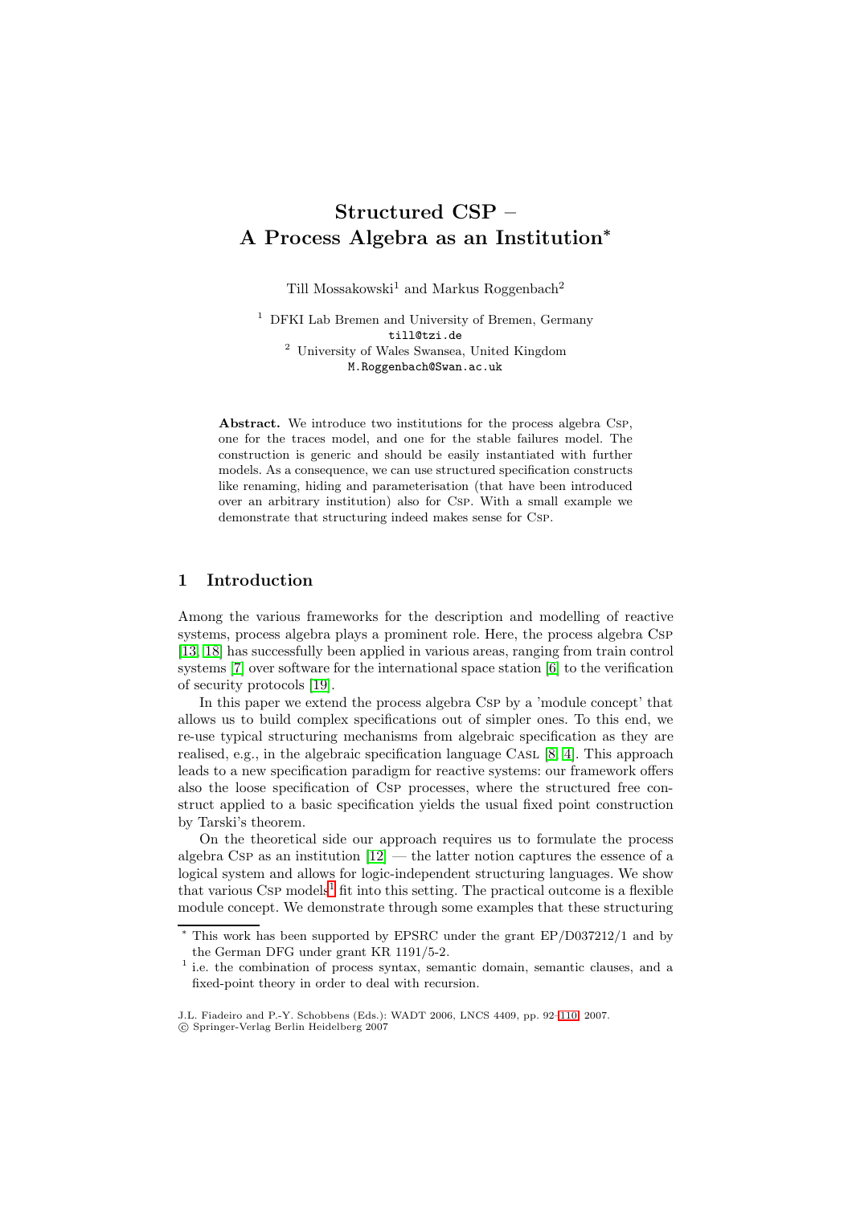# Structured CSP – A Process Algebra as an Institution*

Till Mossakowski[1] and Markus Roggenbach[2]

[1] DFKI Lab Bremen and University of Bremen, Germany
till@tzi.de

[2] University of Wales Swansea, United Kingdom
M.Roggenbach@Swan.ac.uk

**Abstract.** We introduce two institutions for the process algebra Csp, one for the traces model, and one for the stable failures model. The construction is generic and should be easily instantiated with further models. As a consequence, we can use structured specification constructs like renaming, hiding and parameterisation (that have been introduced over an arbitrary institution) also for Csp. With a small example we demonstrate that structuring indeed makes sense for Csp.

## 1 Introduction

Among the various frameworks for the description and modelling of reactive systems, process algebra plays a prominent role. Here, the process algebra Csp [13, 18] has successfully been applied in various areas, ranging from train control systems [7] over software for the international space station [6] to the verification of security protocols [19].

In this paper we extend the process algebra Csp by a 'module concept' that allows us to build complex specifications out of simpler ones. To this end, we re-use typical structuring mechanisms from algebraic specification as they are realised, e.g., in the algebraic specification language Casl [8, 4]. This approach leads to a new specification paradigm for reactive systems: our framework offers also the loose specification of Csp processes, where the structured free construct applied to a basic specification yields the usual fixed point construction by Tarski's theorem.

On the theoretical side our approach requires us to formulate the process algebra Csp as an institution [12] — the latter notion captures the essence of a logical system and allows for logic-independent structuring languages. We show that various Csp models[1] fit into this setting. The practical outcome is a flexible module concept. We demonstrate through some examples that these structuring

---

* This work has been supported by EPSRC under the grant EP/D037212/1 and by the German DFG under grant KR 1191/5-2.

[1] i.e. the combination of process syntax, semantic domain, semantic clauses, and a fixed-point theory in order to deal with recursion.

J.L. Fiadeiro and P.-Y. Schobbens (Eds.): WADT 2006, LNCS 4409, pp. 92–110, 2007.
© Springer-Verlag Berlin Heidelberg 2007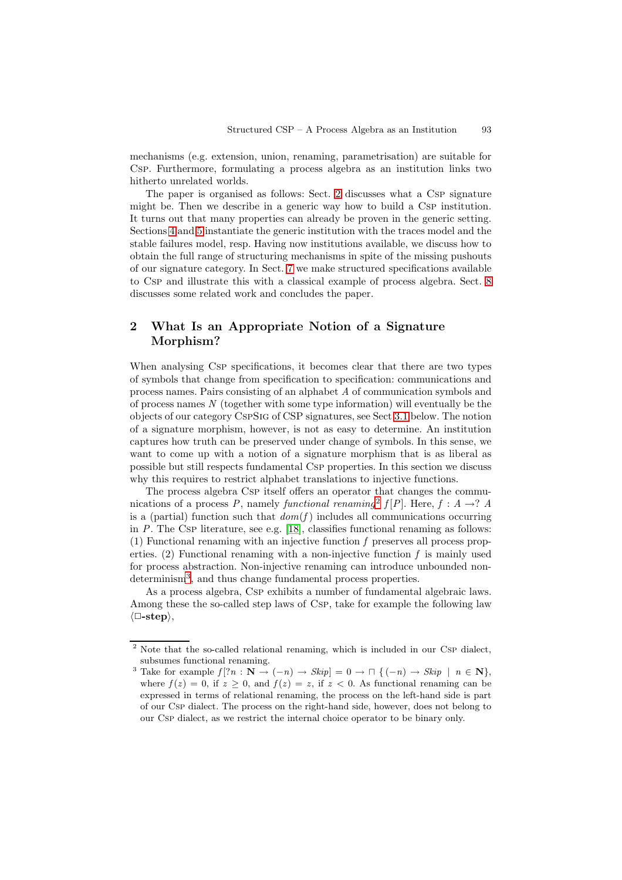mechanisms (e.g. extension, union, renaming, parametrisation) are suitable for CSP. Furthermore, formulating a process algebra as an institution links two hitherto unrelated worlds.

The paper is organised as follows: Sect. 2 discusses what a CSP signature might be. Then we describe in a generic way how to build a CSP institution. It turns out that many properties can already be proven in the generic setting. Sections 4 and 5 instantiate the generic institution with the traces model and the stable failures model, resp. Having now institutions available, we discuss how to obtain the full range of structuring mechanisms in spite of the missing pushouts of our signature category. In Sect. 7 we make structured specifications available to CSP and illustrate this with a classical example of process algebra. Sect. 8 discusses some related work and concludes the paper.

## 2 What Is an Appropriate Notion of a Signature Morphism?

When analysing CSP specifications, it becomes clear that there are two types of symbols that change from specification to specification: communications and process names. Pairs consisting of an alphabet $A$ of communication symbols and of process names $N$ (together with some type information) will eventually be the objects of our category CSPSIG of CSP signatures, see Sect 3.1 below. The notion of a signature morphism, however, is not as easy to determine. An institution captures how truth can be preserved under change of symbols. In this sense, we want to come up with a notion of a signature morphism that is as liberal as possible but still respects fundamental CSP properties. In this section we discuss why this requires to restrict alphabet translations to injective functions.

The process algebra CSP itself offers an operator that changes the communications of a process $P$, namely *functional renaming*[2] $f[P]$. Here, $f : A \to ?\ A$ is a (partial) function such that $dom(f)$ includes all communications occurring in $P$. The CSP literature, see e.g. [18], classifies functional renaming as follows: (1) Functional renaming with an injective function $f$ preserves all process properties. (2) Functional renaming with a non-injective function $f$ is mainly used for process abstraction. Non-injective renaming can introduce unbounded nondeterminism[3], and thus change fundamental process properties.

As a process algebra, CSP exhibits a number of fundamental algebraic laws. Among these the so-called step laws of CSP, take for example the following law $\langle\Box$**-step**$\rangle$,

[2] Note that the so-called relational renaming, which is included in our CSP dialect, subsumes functional renaming.

[3] Take for example $f[?n : \mathbf{N} \to (-n) \to Skip] = 0 \to \sqcap\ \{ (-n) \to Skip \mid n \in \mathbf{N}\}$, where $f(z) = 0$, if $z \geq 0$, and $f(z) = z$, if $z < 0$. As functional renaming can be expressed in terms of relational renaming, the process on the left-hand side is part of our CSP dialect. The process on the right-hand side, however, does not belong to our CSP dialect, as we restrict the internal choice operator to be binary only.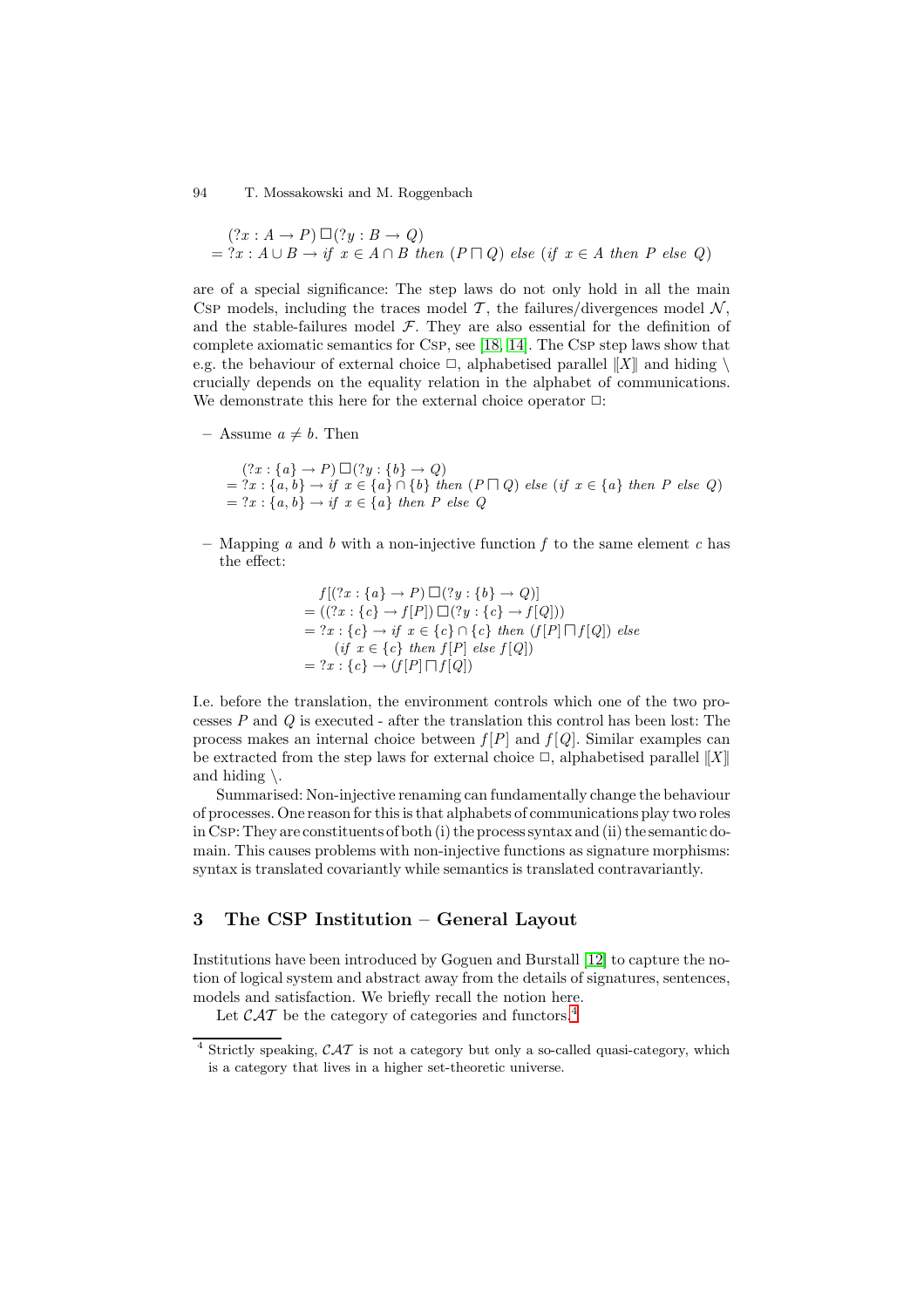$$
\begin{aligned}
&(?x : A \to P) \,\Box\, (?y : B \to Q) \\
&= ?x : A \cup B \to \mathit{if}\ x \in A \cap B\ \mathit{then}\ (P \sqcap Q)\ \mathit{else}\ (\mathit{if}\ x \in A\ \mathit{then}\ P\ \mathit{else}\ Q)
\end{aligned}
$$

are of a special significance: The step laws do not only hold in all the main CSP models, including the traces model $\mathcal{T}$, the failures/divergences model $\mathcal{N}$, and the stable-failures model $\mathcal{F}$. They are also essential for the definition of complete axiomatic semantics for CSP, see [18, 14]. The CSP step laws show that e.g. the behaviour of external choice $\Box$, alphabetised parallel $[\![X]\!]$ and hiding $\backslash$ crucially depends on the equality relation in the alphabet of communications. We demonstrate this here for the external choice operator $\Box$:

– Assume $a \neq b$. Then

$$
\begin{aligned}
&(?x : \{a\} \to P) \,\Box\, (?y : \{b\} \to Q) \\
&= ?x : \{a, b\} \to \mathit{if}\ x \in \{a\} \cap \{b\}\ \mathit{then}\ (P \sqcap Q)\ \mathit{else}\ (\mathit{if}\ x \in \{a\}\ \mathit{then}\ P\ \mathit{else}\ Q) \\
&= ?x : \{a, b\} \to \mathit{if}\ x \in \{a\}\ \mathit{then}\ P\ \mathit{else}\ Q
\end{aligned}
$$

– Mapping $a$ and $b$ with a non-injective function $f$ to the same element $c$ has the effect:

$$
\begin{aligned}
&f[(?x : \{a\} \to P) \,\Box\, (?y : \{b\} \to Q)] \\
&= ((?x : \{c\} \to f[P]) \,\Box\, (?y : \{c\} \to f[Q])) \\
&= ?x : \{c\} \to \mathit{if}\ x \in \{c\} \cap \{c\}\ \mathit{then}\ (f[P] \sqcap f[Q])\ \mathit{else} \\
&\qquad (\mathit{if}\ x \in \{c\}\ \mathit{then}\ f[P]\ \mathit{else}\ f[Q]) \\
&= ?x : \{c\} \to (f[P] \sqcap f[Q])
\end{aligned}
$$

I.e. before the translation, the environment controls which one of the two processes $P$ and $Q$ is executed - after the translation this control has been lost: The process makes an internal choice between $f[P]$ and $f[Q]$. Similar examples can be extracted from the step laws for external choice $\Box$, alphabetised parallel $[\![X]\!]$ and hiding $\backslash$.

Summarised: Non-injective renaming can fundamentally change the behaviour of processes. One reason for this is that alphabets of communications play two roles in CSP: They are constituents of both (i) the process syntax and (ii) the semantic domain. This causes problems with non-injective functions as signature morphisms: syntax is translated covariantly while semantics is translated contravariantly.

## 3 The CSP Institution – General Layout

Institutions have been introduced by Goguen and Burstall [12] to capture the notion of logical system and abstract away from the details of signatures, sentences, models and satisfaction. We briefly recall the notion here.

Let $\mathcal{CAT}$ be the category of categories and functors.[4]

[4] Strictly speaking, $\mathcal{CAT}$ is not a category but only a so-called quasi-category, which is a category that lives in a higher set-theoretic universe.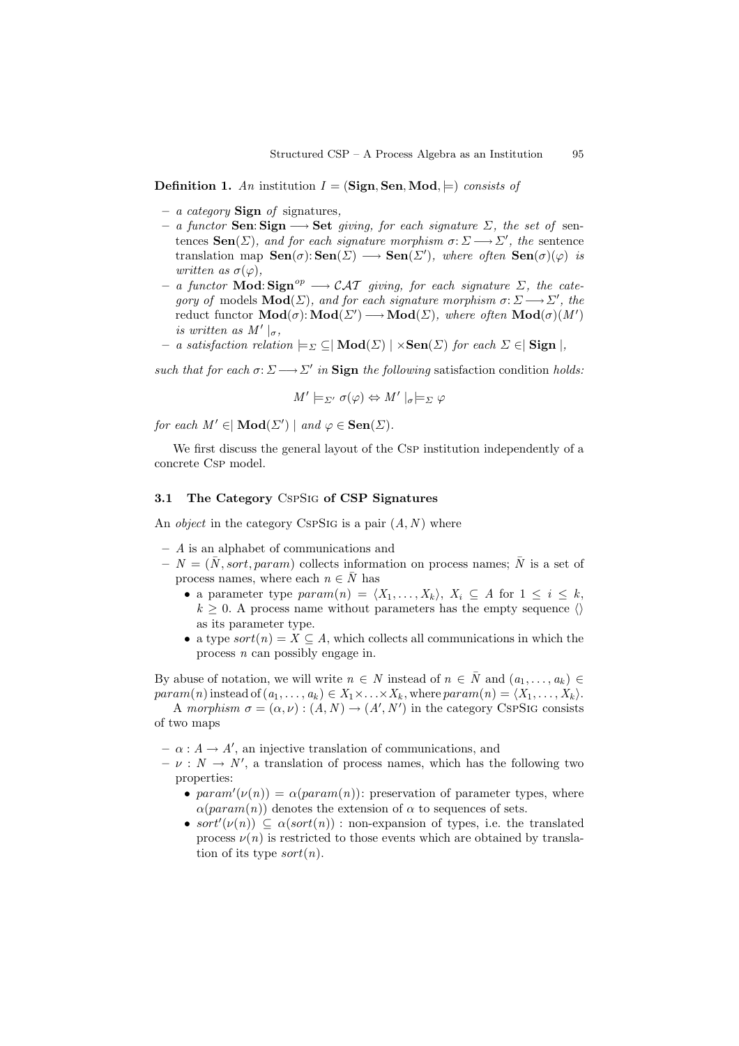**Definition 1.** *An* institution $I = (\mathbf{Sign}, \mathbf{Sen}, \mathbf{Mod}, \models)$ *consists of*

- *a category* **Sign** *of* signatures*,*
- *a functor* $\mathbf{Sen}\colon \mathbf{Sign} \longrightarrow \mathbf{Set}$ *giving, for each signature* $\Sigma$*, the set of* sentences $\mathbf{Sen}(\Sigma)$*, and for each signature morphism* $\sigma\colon \Sigma \longrightarrow \Sigma'$*, the* sentence translation map $\mathbf{Sen}(\sigma)\colon \mathbf{Sen}(\Sigma) \longrightarrow \mathbf{Sen}(\Sigma')$*, where often* $\mathbf{Sen}(\sigma)(\varphi)$ *is written as* $\sigma(\varphi)$*,*
- *a functor* $\mathbf{Mod}\colon \mathbf{Sign}^{op} \longrightarrow \mathcal{CAT}$ *giving, for each signature* $\Sigma$*, the category of* models $\mathbf{Mod}(\Sigma)$*, and for each signature morphism* $\sigma\colon \Sigma \longrightarrow \Sigma'$*, the* reduct functor $\mathbf{Mod}(\sigma)\colon \mathbf{Mod}(\Sigma') \longrightarrow \mathbf{Mod}(\Sigma)$*, where often* $\mathbf{Mod}(\sigma)(M')$ *is written as* $M' \mid_\sigma$*,*
- *a satisfaction relation* $\models_\Sigma \subseteq \mid \mathbf{Mod}(\Sigma) \mid \times \mathbf{Sen}(\Sigma)$ *for each* $\Sigma \in \mid \mathbf{Sign} \mid$*,*

*such that for each* $\sigma\colon \Sigma \longrightarrow \Sigma'$ *in* **Sign** *the following* satisfaction condition *holds:*

$$M' \models_{\Sigma'} \sigma(\varphi) \Leftrightarrow M' \mid_\sigma \models_\Sigma \varphi$$

*for each* $M' \in \mid \mathbf{Mod}(\Sigma') \mid$ *and* $\varphi \in \mathbf{Sen}(\Sigma)$.

We first discuss the general layout of the CSP institution independently of a concrete CSP model.

### 3.1 The Category CspSig of CSP Signatures

An *object* in the category CspSig is a pair $(A, N)$ where

- $A$ is an alphabet of communications and
- $N = (\bar{N}, sort, param)$ collects information on process names; $\bar{N}$ is a set of process names, where each $n \in \bar{N}$ has
  - a parameter type $param(n) = \langle X_1, \ldots, X_k \rangle$, $X_i \subseteq A$ for $1 \leq i \leq k$, $k \geq 0$. A process name without parameters has the empty sequence $\langle\rangle$ as its parameter type.
  - a type $sort(n) = X \subseteq A$, which collects all communications in which the process $n$ can possibly engage in.

By abuse of notation, we will write $n \in N$ instead of $n \in \bar{N}$ and $(a_1, \ldots, a_k) \in param(n)$ instead of $(a_1, \ldots, a_k) \in X_1 \times \ldots \times X_k$, where $param(n) = \langle X_1, \ldots, X_k \rangle$.

A *morphism* $\sigma = (\alpha, \nu) : (A, N) \rightarrow (A', N')$ in the category CspSig consists of two maps

- $\alpha : A \rightarrow A'$, an injective translation of communications, and
- $\nu : N \rightarrow N'$, a translation of process names, which has the following two properties:
  - $param'(\nu(n)) = \alpha(param(n))$: preservation of parameter types, where $\alpha(param(n))$ denotes the extension of $\alpha$ to sequences of sets.
  - $sort'(\nu(n)) \subseteq \alpha(sort(n))$ : non-expansion of types, i.e. the translated process $\nu(n)$ is restricted to those events which are obtained by translation of its type $sort(n)$.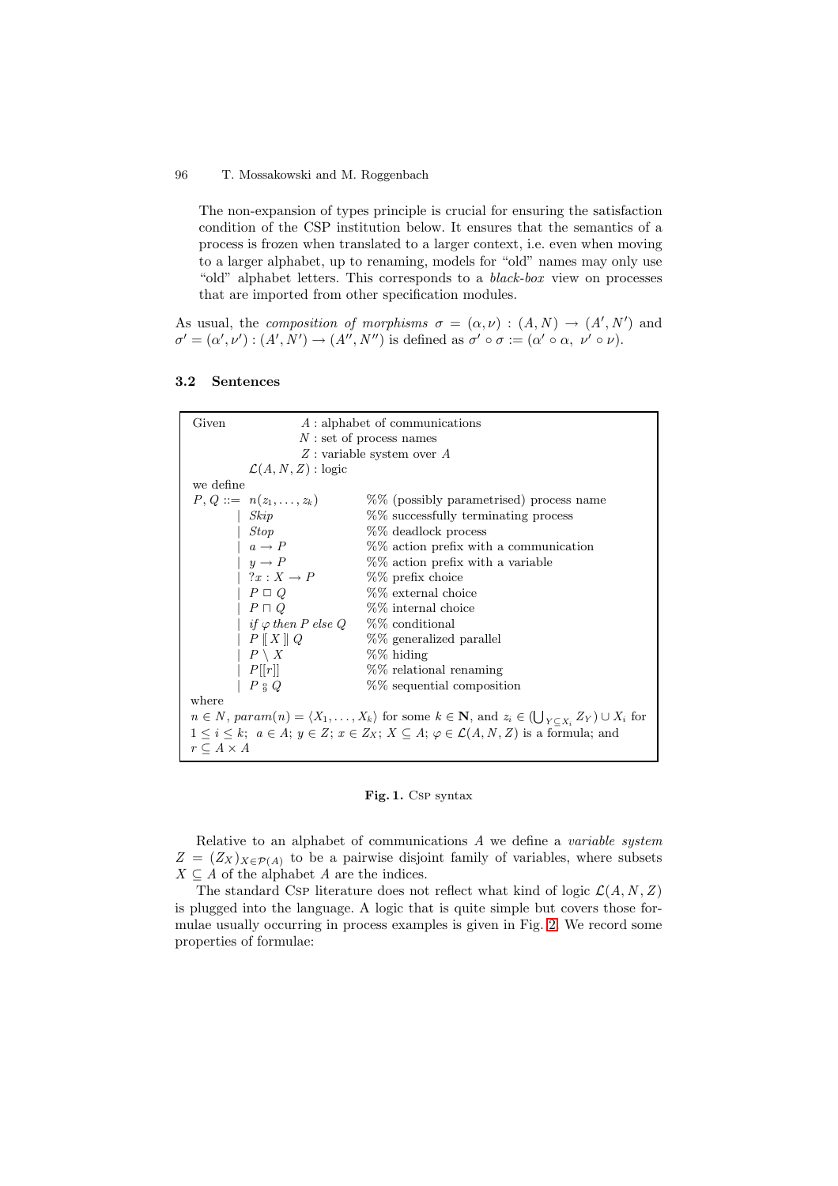The non-expansion of types principle is crucial for ensuring the satisfaction condition of the CSP institution below. It ensures that the semantics of a process is frozen when translated to a larger context, i.e. even when moving to a larger alphabet, up to renaming, models for "old" names may only use "old" alphabet letters. This corresponds to a *black-box* view on processes that are imported from other specification modules.

As usual, the *composition of morphisms* $\sigma = (\alpha, \nu) : (A, N) \to (A', N')$ and $\sigma' = (\alpha', \nu') : (A', N') \to (A'', N'')$ is defined as $\sigma' \circ \sigma := (\alpha' \circ \alpha,\ \nu' \circ \nu)$.

### 3.2 Sentences

Given $A$ : alphabet of communications
$N$ : set of process names
$Z$ : variable system over $A$
$\mathcal{L}(A, N, Z)$ : logic

we define

| | |
|---|---|
| $P, Q ::= n(z_1, \ldots, z_k)$ | %% (possibly parametrised) process name |
| $\mid$ *Skip* | %% successfully terminating process |
| $\mid$ *Stop* | %% deadlock process |
| $\mid a \to P$ | %% action prefix with a communication |
| $\mid y \to P$ | %% action prefix with a variable |
| $\mid ?x : X \to P$ | %% prefix choice |
| $\mid P \Box Q$ | %% external choice |
| $\mid P \sqcap Q$ | %% internal choice |
| $\mid$ *if* $\varphi$ *then* $P$ *else* $Q$ | %% conditional |
| $\mid P \llbracket X \rrbracket Q$ | %% generalized parallel |
| $\mid P \setminus X$ | %% hiding |
| $\mid P[[r]]$ | %% relational renaming |
| $\mid P \mathbin{;} Q$ | %% sequential composition |

where

$n \in N$, $param(n) = \langle X_1, \ldots, X_k \rangle$ for some $k \in \mathbf{N}$, and $z_i \in (\bigcup_{Y \subseteq X_i} Z_Y) \cup X_i$ for $1 \leq i \leq k$; $a \in A$; $y \in Z$; $x \in Z_X$; $X \subseteq A$; $\varphi \in \mathcal{L}(A, N, Z)$ is a formula; and $r \subseteq A \times A$

**Fig. 1.** CSP syntax

Relative to an alphabet of communications $A$ we define a *variable system* $Z = (Z_X)_{X \in \mathcal{P}(A)}$ to be a pairwise disjoint family of variables, where subsets $X \subseteq A$ of the alphabet $A$ are the indices.

The standard CSP literature does not reflect what kind of logic $\mathcal{L}(A, N, Z)$ is plugged into the language. A logic that is quite simple but covers those formulae usually occurring in process examples is given in Fig. 2. We record some properties of formulae: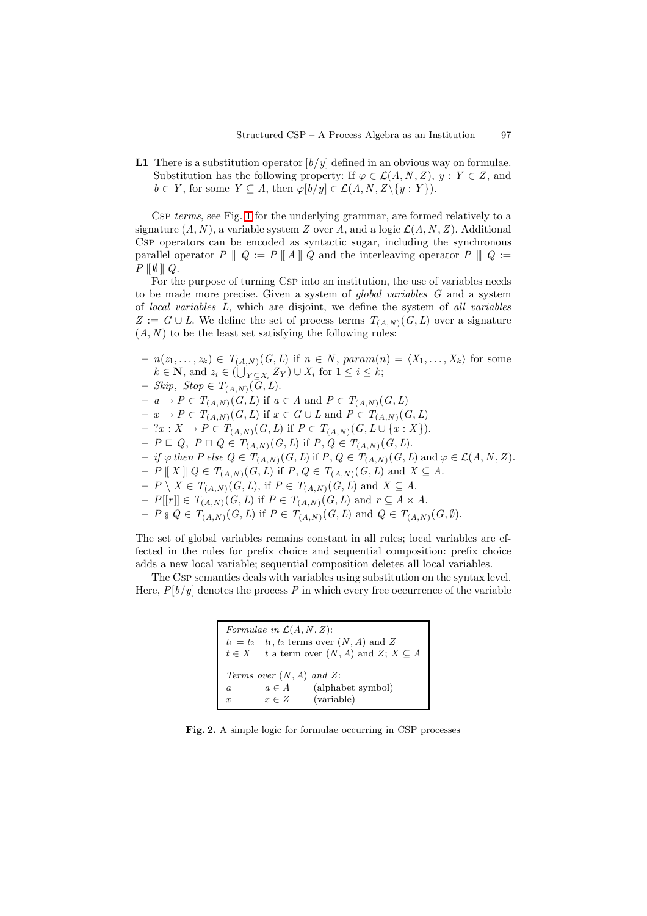**L1** There is a substitution operator $[b/y]$ defined in an obvious way on formulae. Substitution has the following property: If $\varphi \in \mathcal{L}(A, N, Z)$, $y : Y \in Z$, and $b \in Y$, for some $Y \subseteq A$, then $\varphi[b/y] \in \mathcal{L}(A, N, Z \setminus \{y : Y\})$.

Csp *terms*, see Fig. 1 for the underlying grammar, are formed relatively to a signature $(A, N)$, a variable system $Z$ over $A$, and a logic $\mathcal{L}(A, N, Z)$. Additional Csp operators can be encoded as syntactic sugar, including the synchronous parallel operator $P \parallel Q := P \,[\![ A ]\!]\, Q$ and the interleaving operator $P \,|||\, Q := P \,[\![ \emptyset ]\!]\, Q$.

For the purpose of turning Csp into an institution, the use of variables needs to be made more precise. Given a system of *global variables* $G$ and a system of *local variables* $L$, which are disjoint, we define the system of *all variables* $Z := G \cup L$. We define the set of process terms $T_{(A,N)}(G, L)$ over a signature $(A, N)$ to be the least set satisfying the following rules:

- $n(z_1, \ldots, z_k) \in T_{(A,N)}(G, L)$ if $n \in N$, $param(n) = \langle X_1, \ldots, X_k \rangle$ for some $k \in \mathbf{N}$, and $z_i \in (\bigcup_{Y \subseteq X_i} Z_Y) \cup X_i$ for $1 \leq i \leq k$;
- $Skip,\ Stop \in T_{(A,N)}(G, L)$.
- $a \to P \in T_{(A,N)}(G, L)$ if $a \in A$ and $P \in T_{(A,N)}(G, L)$
- $x \to P \in T_{(A,N)}(G, L)$ if $x \in G \cup L$ and $P \in T_{(A,N)}(G, L)$
- $?x : X \to P \in T_{(A,N)}(G, L)$ if $P \in T_{(A,N)}(G, L \cup \{x : X\})$.
- $P \,\Box\, Q,\ P \sqcap Q \in T_{(A,N)}(G, L)$ if $P, Q \in T_{(A,N)}(G, L)$.
- *if* $\varphi$ *then* $P$ *else* $Q \in T_{(A,N)}(G, L)$ if $P, Q \in T_{(A,N)}(G, L)$ and $\varphi \in \mathcal{L}(A, N, Z)$.
- $P \,[\![ X ]\!]\, Q \in T_{(A,N)}(G, L)$ if $P, Q \in T_{(A,N)}(G, L)$ and $X \subseteq A$.
- $P \setminus X \in T_{(A,N)}(G, L)$, if $P \in T_{(A,N)}(G, L)$ and $X \subseteq A$.
- $P[[r]] \in T_{(A,N)}(G, L)$ if $P \in T_{(A,N)}(G, L)$ and $r \subseteq A \times A$.
- $P \,⨟\, Q \in T_{(A,N)}(G, L)$ if $P \in T_{(A,N)}(G, L)$ and $Q \in T_{(A,N)}(G, \emptyset)$.

The set of global variables remains constant in all rules; local variables are effected in the rules for prefix choice and sequential composition: prefix choice adds a new local variable; sequential composition deletes all local variables.

The Csp semantics deals with variables using substitution on the syntax level. Here, $P[b/y]$ denotes the process $P$ in which every free occurrence of the variable

*Formulae in* $\mathcal{L}(A, N, Z)$:

| | |
|---|---|
| $t_1 = t_2$ | $t_1, t_2$ terms over $(N, A)$ and $Z$ |
| $t \in X$ | $t$ a term over $(N, A)$ and $Z$; $X \subseteq A$ |

*Terms over* $(N, A)$ *and* $Z$:

| | | |
|---|---|---|
| $a$ | $a \in A$ | (alphabet symbol) |
| $x$ | $x \in Z$ | (variable) |

**Fig. 2.** A simple logic for formulae occurring in CSP processes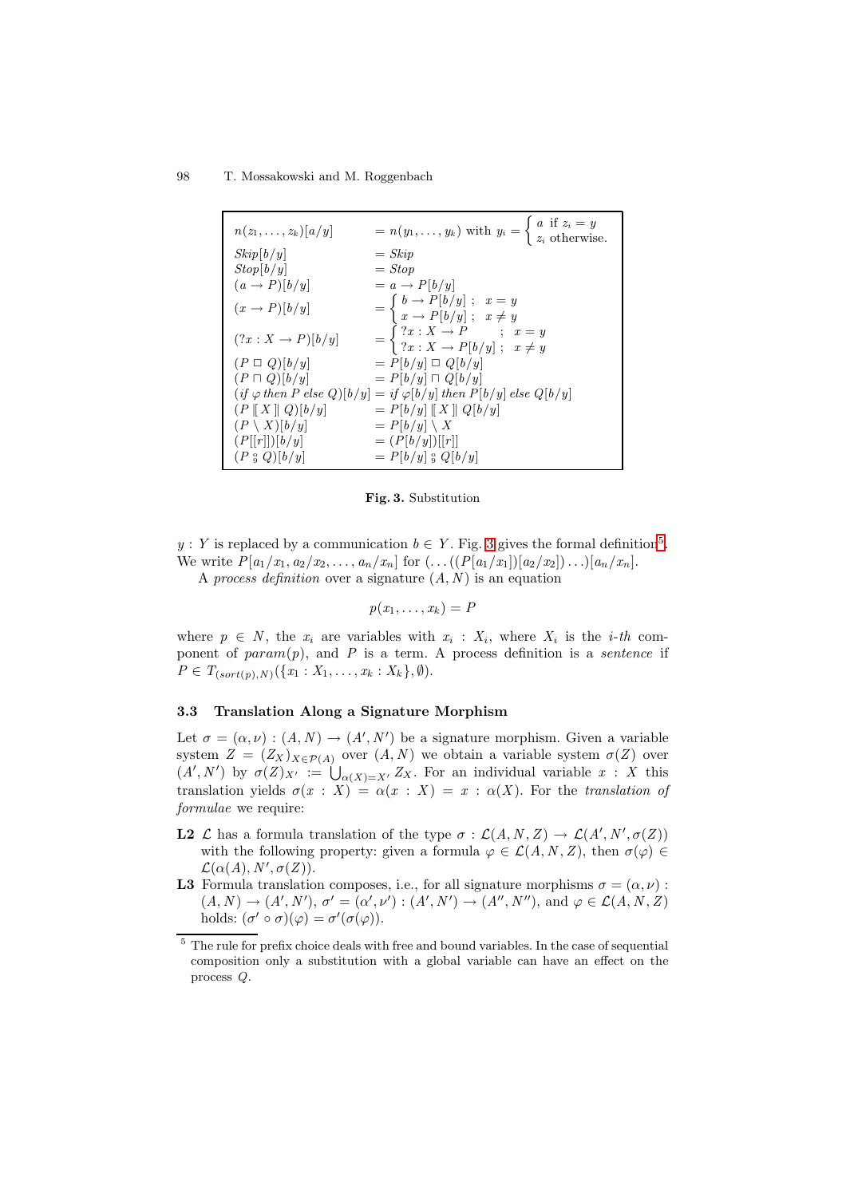$$
\begin{array}{ll}
n(z_1,\ldots,z_k)[a/y] & = n(y_1,\ldots,y_k) \text{ with } y_i = \begin{cases} a & \text{if } z_i = y \\ z_i & \text{otherwise.} \end{cases} \\
\mathit{Skip}[b/y] & = \mathit{Skip} \\
\mathit{Stop}[b/y] & = \mathit{Stop} \\
(a \rightarrow P)[b/y] & = a \rightarrow P[b/y] \\
(x \rightarrow P)[b/y] & = \begin{cases} b \rightarrow P[b/y]\,; & x = y \\ x \rightarrow P[b/y]\,; & x \neq y \end{cases} \\
(?x : X \rightarrow P)[b/y] & = \begin{cases} ?x : X \rightarrow P & ; \; x = y \\ ?x : X \rightarrow P[b/y]\,; & x \neq y \end{cases} \\
(P \,\Box\, Q)[b/y] & = P[b/y] \,\Box\, Q[b/y] \\
(P \sqcap Q)[b/y] & = P[b/y] \sqcap Q[b/y] \\
(\mathit{if}\ \varphi\ \mathit{then}\ P\ \mathit{else}\ Q)[b/y] & = \mathit{if}\ \varphi[b/y]\ \mathit{then}\ P[b/y]\ \mathit{else}\ Q[b/y] \\
(P \,[\![\, X \,]\!]\, Q)[b/y] & = P[b/y] \,[\![\, X \,]\!]\, Q[b/y] \\
(P \setminus X)[b/y] & = P[b/y] \setminus X \\
(P[[r]])[b/y] & = (P[b/y])[[r]] \\
(P \,{}_{9}^{\circ}\, Q)[b/y] & = P[b/y] \,{}_{9}^{\circ}\, Q[b/y]
\end{array}
$$

**Fig. 3.** Substitution

$y : Y$ is replaced by a communication $b \in Y$. Fig. 3 gives the formal definition[5]. We write $P[a_1/x_1, a_2/x_2, \ldots, a_n/x_n]$ for $(\ldots((P[a_1/x_1])[a_2/x_2])\ldots)[a_n/x_n]$.

A *process definition* over a signature $(A, N)$ is an equation

$$p(x_1, \ldots, x_k) = P$$

where $p \in N$, the $x_i$ are variables with $x_i : X_i$, where $X_i$ is the *i-th* component of $param(p)$, and $P$ is a term. A process definition is a *sentence* if $P \in T_{(sort(p),N)}(\{x_1 : X_1, \ldots, x_k : X_k\}, \emptyset)$.

### 3.3 Translation Along a Signature Morphism

Let $\sigma = (\alpha, \nu) : (A, N) \rightarrow (A', N')$ be a signature morphism. Given a variable system $Z = (Z_X)_{X \in \mathcal{P}(A)}$ over $(A, N)$ we obtain a variable system $\sigma(Z)$ over $(A', N')$ by $\sigma(Z)_{X'} := \bigcup_{\alpha(X)=X'} Z_X$. For an individual variable $x : X$ this translation yields $\sigma(x : X) = \alpha(x : X) = x : \alpha(X)$. For the *translation of formulae* we require:

**L2** $\mathcal{L}$ has a formula translation of the type $\sigma : \mathcal{L}(A, N, Z) \rightarrow \mathcal{L}(A', N', \sigma(Z))$ with the following property: given a formula $\varphi \in \mathcal{L}(A, N, Z)$, then $\sigma(\varphi) \in \mathcal{L}(\alpha(A), N', \sigma(Z))$.

**L3** Formula translation composes, i.e., for all signature morphisms $\sigma = (\alpha, \nu) : (A, N) \rightarrow (A', N')$, $\sigma' = (\alpha', \nu') : (A', N') \rightarrow (A'', N'')$, and $\varphi \in \mathcal{L}(A, N, Z)$ holds: $(\sigma' \circ \sigma)(\varphi) = \sigma'(\sigma(\varphi))$.

---

[5] The rule for prefix choice deals with free and bound variables. In the case of sequential composition only a substitution with a global variable can have an effect on the process $Q$.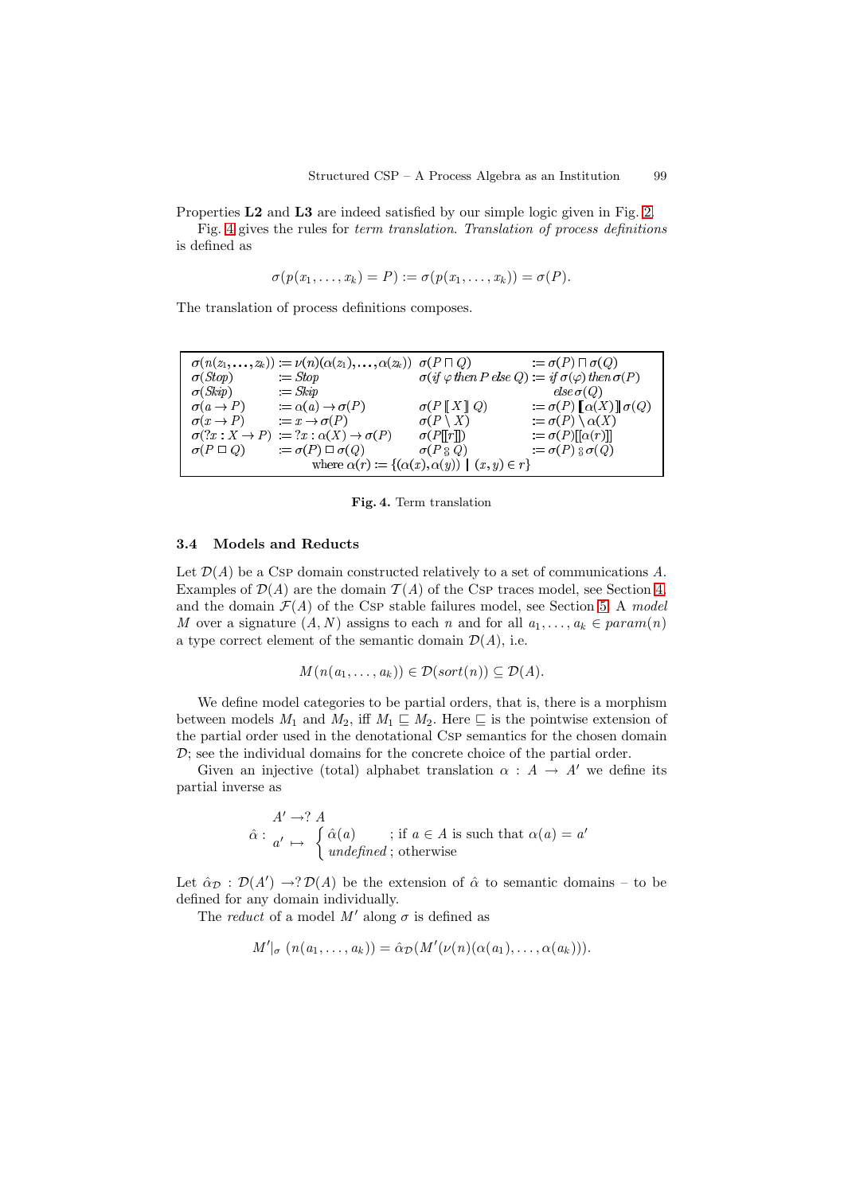Properties **L2** and **L3** are indeed satisfied by our simple logic given in Fig. 2.

Fig. 4 gives the rules for *term translation*. *Translation of process definitions* is defined as

$$\sigma(p(x_1,\ldots,x_k) = P) := \sigma(p(x_1,\ldots,x_k)) = \sigma(P).$$

The translation of process definitions composes.

| | | | |
|---|---|---|---|
| $\sigma(n(z_1,\ldots,z_k))$ | $:= \nu(n)(\alpha(z_1),\ldots,\alpha(z_k))$ | $\sigma(P \sqcap Q)$ | $:= \sigma(P) \sqcap \sigma(Q)$ |
| $\sigma(Stop)$ | $:= Stop$ | $\sigma(\mathit{if}\ \varphi\ \mathit{then}\ P\ \mathit{else}\ Q)$ | $:= \mathit{if}\ \sigma(\varphi)\ \mathit{then}\ \sigma(P)$ $\mathit{else}\ \sigma(Q)$ |
| $\sigma(Skip)$ | $:= Skip$ | | |
| $\sigma(a \to P)$ | $:= \alpha(a) \to \sigma(P)$ | $\sigma(P \,[\![ X ]\!]\, Q)$ | $:= \sigma(P) \,[\![ \alpha(X) ]\!]\, \sigma(Q)$ |
| $\sigma(x \to P)$ | $:= x \to \sigma(P)$ | $\sigma(P \setminus X)$ | $:= \sigma(P) \setminus \alpha(X)$ |
| $\sigma(?x : X \to P)$ | $:= ?x : \alpha(X) \to \sigma(P)$ | $\sigma(P[\![r]\!])$ | $:= \sigma(P)[\![\alpha(r)]\!]$ |
| $\sigma(P \,\Box\, Q)$ | $:= \sigma(P) \,\Box\, \sigma(Q)$ | $\sigma(P \,;\, Q)$ | $:= \sigma(P) \,;\, \sigma(Q)$ |

where $\alpha(r) := \{(\alpha(x), \alpha(y)) \mid (x,y) \in r\}$

**Fig. 4.** Term translation

### 3.4 Models and Reducts

Let $\mathcal{D}(A)$ be a CSP domain constructed relatively to a set of communications $A$. Examples of $\mathcal{D}(A)$ are the domain $\mathcal{T}(A)$ of the CSP traces model, see Section 4, and the domain $\mathcal{F}(A)$ of the CSP stable failures model, see Section 5. A *model* $M$ over a signature $(A, N)$ assigns to each $n$ and for all $a_1,\ldots,a_k \in param(n)$ a type correct element of the semantic domain $\mathcal{D}(A)$, i.e.

$$M(n(a_1,\ldots,a_k)) \in \mathcal{D}(sort(n)) \subseteq \mathcal{D}(A).$$

We define model categories to be partial orders, that is, there is a morphism between models $M_1$ and $M_2$, iff $M_1 \sqsubseteq M_2$. Here $\sqsubseteq$ is the pointwise extension of the partial order used in the denotational CSP semantics for the chosen domain $\mathcal{D}$; see the individual domains for the concrete choice of the partial order.

Given an injective (total) alphabet translation $\alpha : A \to A'$ we define its partial inverse as

$$\hat{\alpha} : \begin{array}{l} A' \to ?\ A \\ a' \mapsto \begin{cases} \hat{\alpha}(a) & ;\ \text{if } a \in A \text{ is such that } \alpha(a) = a' \\ \mathit{undefined} & ;\ \text{otherwise} \end{cases} \end{array}$$

Let $\hat{\alpha}_{\mathcal{D}} : \mathcal{D}(A') \to ?\,\mathcal{D}(A)$ be the extension of $\hat{\alpha}$ to semantic domains – to be defined for any domain individually.

The *reduct* of a model $M'$ along $\sigma$ is defined as

$$M'|_{\sigma}\ (n(a_1,\ldots,a_k)) = \hat{\alpha}_{\mathcal{D}}(M'(\nu(n)(\alpha(a_1),\ldots,\alpha(a_k))).$$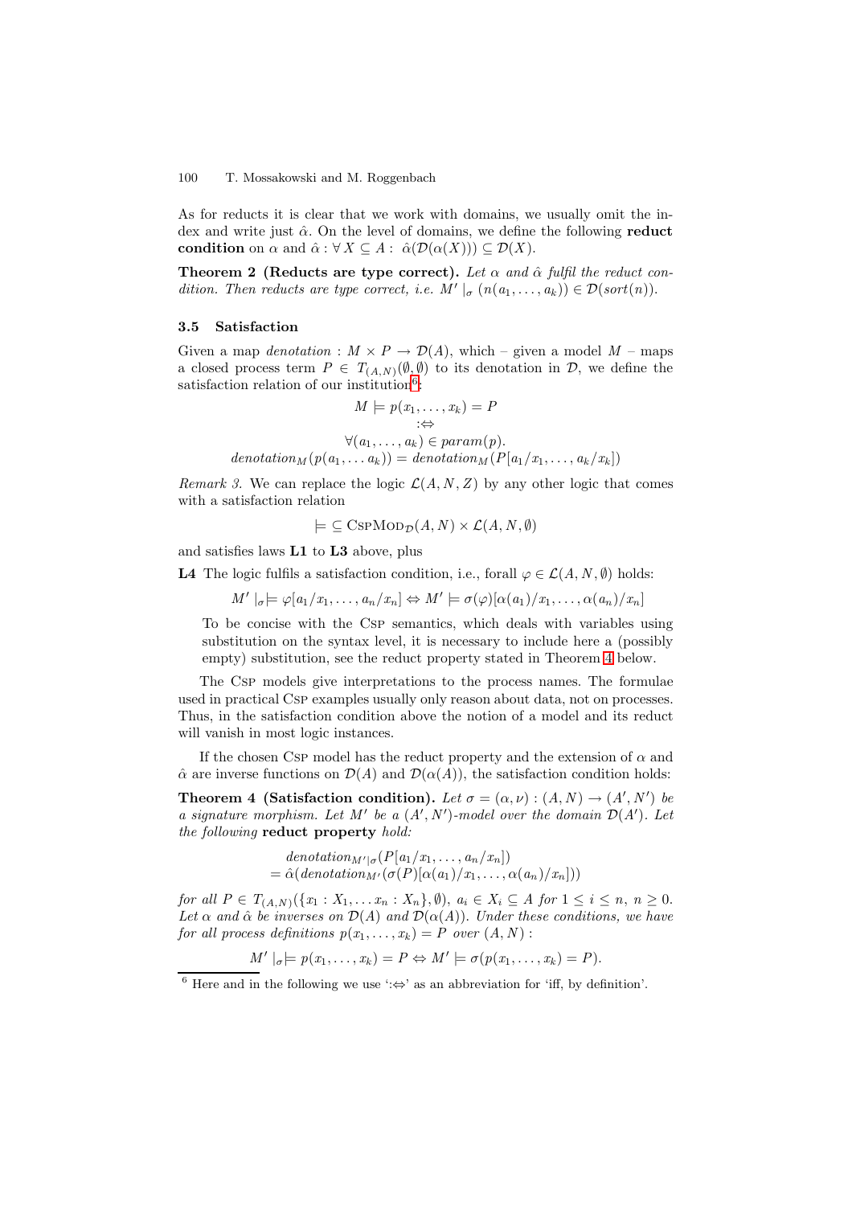As for reducts it is clear that we work with domains, we usually omit the index and write just $\hat{\alpha}$. On the level of domains, we define the following **reduct condition** on $\alpha$ and $\hat{\alpha} : \forall X \subseteq A : \; \hat{\alpha}(\mathcal{D}(\alpha(X))) \subseteq \mathcal{D}(X)$.

**Theorem 2 (Reducts are type correct).** *Let $\alpha$ and $\hat{\alpha}$ fulfil the reduct condition. Then reducts are type correct, i.e. $M' \mid_\sigma (n(a_1, \ldots, a_k)) \in \mathcal{D}(sort(n))$.*

### 3.5 Satisfaction

Given a map $denotation : M \times P \to \mathcal{D}(A)$, which – given a model $M$ – maps a closed process term $P \in T_{(A,N)}(\emptyset, \emptyset)$ to its denotation in $\mathcal{D}$, we define the satisfaction relation of our institution[6]:

$$
\begin{gathered}
M \models p(x_1, \ldots, x_k) = P \\
:\Leftrightarrow \\
\forall (a_1, \ldots, a_k) \in param(p). \\
denotation_M(p(a_1, \ldots a_k)) = denotation_M(P[a_1/x_1, \ldots, a_k/x_k])
\end{gathered}
$$

*Remark 3.* We can replace the logic $\mathcal{L}(A, N, Z)$ by any other logic that comes with a satisfaction relation

$$\models \; \subseteq \mathrm{CspMod}_{\mathcal{D}}(A, N) \times \mathcal{L}(A, N, \emptyset)$$

and satisfies laws **L1** to **L3** above, plus

**L4** The logic fulfils a satisfaction condition, i.e., forall $\varphi \in \mathcal{L}(A, N, \emptyset)$ holds:

$$M' \mid_\sigma \models \varphi[a_1/x_1, \ldots, a_n/x_n] \Leftrightarrow M' \models \sigma(\varphi)[\alpha(a_1)/x_1, \ldots, \alpha(a_n)/x_n]$$

To be concise with the Csp semantics, which deals with variables using substitution on the syntax level, it is necessary to include here a (possibly empty) substitution, see the reduct property stated in Theorem 4 below.

The Csp models give interpretations to the process names. The formulae used in practical Csp examples usually only reason about data, not on processes. Thus, in the satisfaction condition above the notion of a model and its reduct will vanish in most logic instances.

If the chosen Csp model has the reduct property and the extension of $\alpha$ and $\hat{\alpha}$ are inverse functions on $\mathcal{D}(A)$ and $\mathcal{D}(\alpha(A))$, the satisfaction condition holds:

**Theorem 4 (Satisfaction condition).** *Let $\sigma = (\alpha, \nu) : (A, N) \to (A', N')$ be a signature morphism. Let $M'$ be a $(A', N')$-model over the domain $\mathcal{D}(A')$. Let the following* **reduct property** *hold:*

$$
\begin{aligned}
& denotation_{M' \mid \sigma}(P[a_1/x_1, \ldots, a_n/x_n]) \\
&= \hat{\alpha}(denotation_{M'}(\sigma(P)[\alpha(a_1)/x_1, \ldots, \alpha(a_n)/x_n]))
\end{aligned}
$$

*for all $P \in T_{(A,N)}(\{x_1 : X_1, \ldots x_n : X_n\}, \emptyset)$, $a_i \in X_i \subseteq A$ for $1 \leq i \leq n$, $n \geq 0$. Let $\alpha$ and $\hat{\alpha}$ be inverses on $\mathcal{D}(A)$ and $\mathcal{D}(\alpha(A))$. Under these conditions, we have for all process definitions $p(x_1, \ldots, x_k) = P$ over $(A, N)$ :*

$$M' \mid_\sigma \models p(x_1, \ldots, x_k) = P \Leftrightarrow M' \models \sigma(p(x_1, \ldots, x_k) = P).$$

[6] Here and in the following we use ':⇔' as an abbreviation for 'iff, by definition'.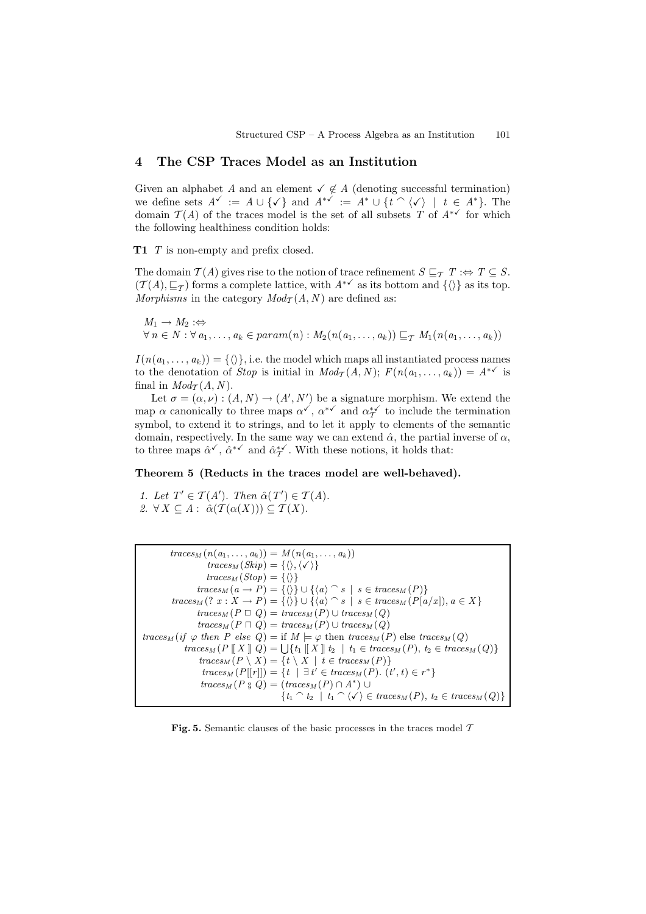## 4 The CSP Traces Model as an Institution

Given an alphabet $A$ and an element $\checkmark \notin A$ (denoting successful termination) we define sets $A^{\checkmark} := A \cup \{\checkmark\}$ and $A^{*\checkmark} := A^* \cup \{t \frown \langle \checkmark \rangle \mid t \in A^*\}$. The domain $\mathcal{T}(A)$ of the traces model is the set of all subsets $T$ of $A^{*\checkmark}$ for which the following healthiness condition holds:

**T1** $T$ is non-empty and prefix closed.

The domain $\mathcal{T}(A)$ gives rise to the notion of trace refinement $S \sqsubseteq_{\mathcal{T}} T :\Leftrightarrow T \subseteq S$. $(\mathcal{T}(A), \sqsubseteq_{\mathcal{T}})$ forms a complete lattice, with $A^{*\checkmark}$ as its bottom and $\{\langle\rangle\}$ as its top. *Morphisms* in the category $Mod_{\mathcal{T}}(A, N)$ are defined as:

$$M_1 \to M_2 :\Leftrightarrow$$
$$\forall\, n \in N : \forall\, a_1, \ldots, a_k \in param(n) : M_2(n(a_1, \ldots, a_k)) \sqsubseteq_{\mathcal{T}} M_1(n(a_1, \ldots, a_k))$$

$I(n(a_1, \ldots, a_k)) = \{\langle\rangle\}$, i.e. the model which maps all instantiated process names to the denotation of *Stop* is initial in $Mod_{\mathcal{T}}(A, N)$; $F(n(a_1, \ldots, a_k)) = A^{*\checkmark}$ is final in $Mod_{\mathcal{T}}(A, N)$.

Let $\sigma = (\alpha, \nu) : (A, N) \to (A', N')$ be a signature morphism. We extend the map $\alpha$ canonically to three maps $\alpha^{\checkmark}$, $\alpha^{*\checkmark}$ and $\alpha_{\mathcal{T}}^{*\checkmark}$ to include the termination symbol, to extend it to strings, and to let it apply to elements of the semantic domain, respectively. In the same way we can extend $\hat{\alpha}$, the partial inverse of $\alpha$, to three maps $\hat{\alpha}^{\checkmark}$, $\hat{\alpha}^{*\checkmark}$ and $\hat{\alpha}_{\mathcal{T}}^{*\checkmark}$. With these notions, it holds that:

**Theorem 5 (Reducts in the traces model are well-behaved).**

1. *Let $T' \in \mathcal{T}(A')$. Then $\hat{\alpha}(T') \in \mathcal{T}(A)$.*
2. $\forall\, X \subseteq A : \; \hat{\alpha}(\mathcal{T}(\alpha(X))) \subseteq \mathcal{T}(X)$.

$$
\begin{aligned}
traces_M(n(a_1, \ldots, a_k)) &= M(n(a_1, \ldots, a_k)) \\
traces_M(Skip) &= \{\langle\rangle, \langle \checkmark \rangle\} \\
traces_M(Stop) &= \{\langle\rangle\} \\
traces_M(a \to P) &= \{\langle\rangle\} \cup \{\langle a \rangle \frown s \mid s \in traces_M(P)\} \\
traces_M(?\, x : X \to P) &= \{\langle\rangle\} \cup \{\langle a \rangle \frown s \mid s \in traces_M(P[a/x]), a \in X\} \\
traces_M(P \,\Box\, Q) &= traces_M(P) \cup traces_M(Q) \\
traces_M(P \sqcap Q) &= traces_M(P) \cup traces_M(Q) \\
traces_M(if\ \varphi\ then\ P\ else\ Q) &= \text{if } M \models \varphi \text{ then } traces_M(P) \text{ else } traces_M(Q) \\
traces_M(P \,[\![ X ]\!]\, Q) &= \bigcup\{t_1 \,[\![ X ]\!]\, t_2 \mid t_1 \in traces_M(P),\, t_2 \in traces_M(Q)\} \\
traces_M(P \setminus X) &= \{t \setminus X \mid t \in traces_M(P)\} \\
traces_M(P[[r]]) &= \{t \mid \exists\, t' \in traces_M(P).\ (t', t) \in r^*\} \\
traces_M(P \,;\, Q) &= (traces_M(P) \cap A^*) \cup \\
&\quad\ \{t_1 \frown t_2 \mid t_1 \frown \langle \checkmark \rangle \in traces_M(P),\, t_2 \in traces_M(Q)\}
\end{aligned}
$$

**Fig. 5.** Semantic clauses of the basic processes in the traces model $\mathcal{T}$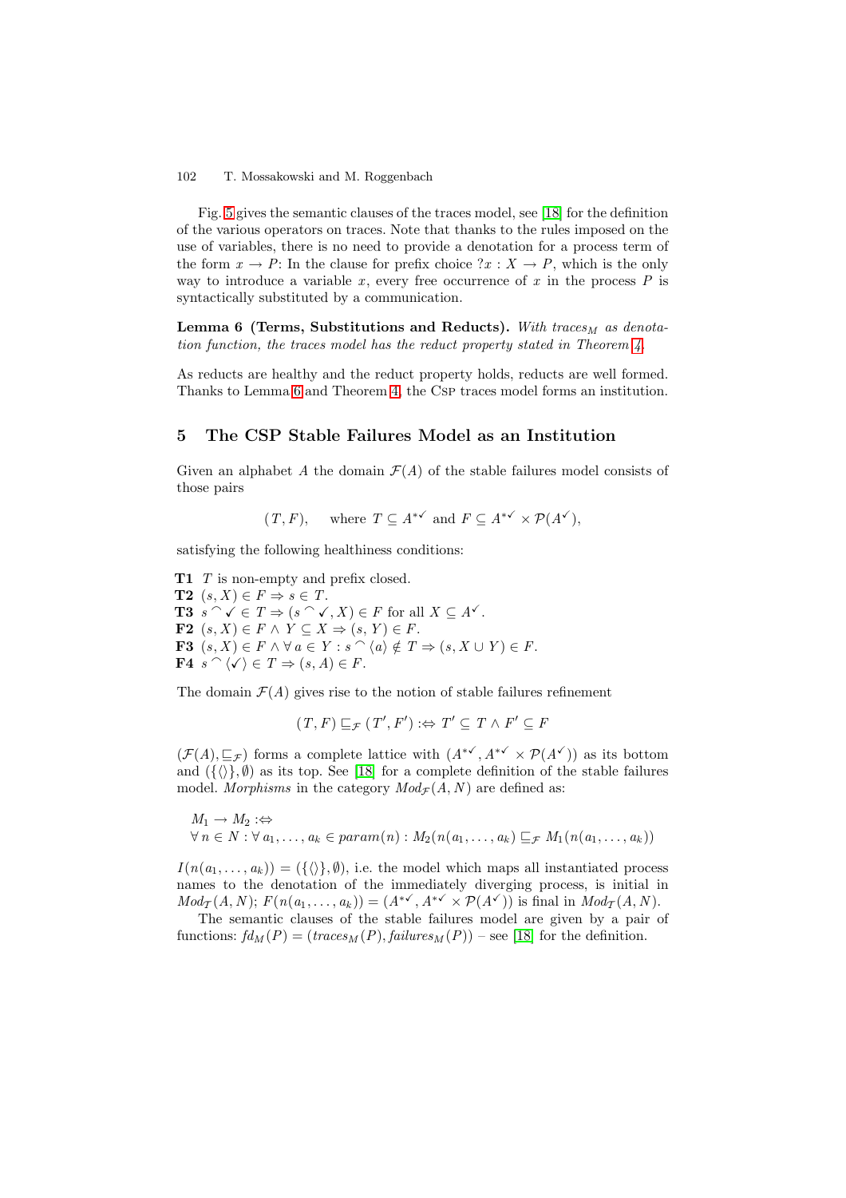Fig. 5 gives the semantic clauses of the traces model, see [18] for the definition of the various operators on traces. Note that thanks to the rules imposed on the use of variables, there is no need to provide a denotation for a process term of the form $x \to P$: In the clause for prefix choice $?x : X \to P$, which is the only way to introduce a variable $x$, every free occurrence of $x$ in the process $P$ is syntactically substituted by a communication.

**Lemma 6 (Terms, Substitutions and Reducts).** *With $traces_M$ as denotation function, the traces model has the reduct property stated in Theorem 4.*

As reducts are healthy and the reduct property holds, reducts are well formed. Thanks to Lemma 6 and Theorem 4, the CSP traces model forms an institution.

## 5 The CSP Stable Failures Model as an Institution

Given an alphabet $A$ the domain $\mathcal{F}(A)$ of the stable failures model consists of those pairs

$$(T, F), \quad \text{where } T \subseteq A^{*\checkmark} \text{ and } F \subseteq A^{*\checkmark} \times \mathcal{P}(A^{\checkmark}),$$

satisfying the following healthiness conditions:

**T1** $T$ is non-empty and prefix closed.
**T2** $(s, X) \in F \Rightarrow s \in T$.
**T3** $s \frown \checkmark \in T \Rightarrow (s \frown \checkmark, X) \in F$ for all $X \subseteq A^{\checkmark}$.
**F2** $(s, X) \in F \wedge Y \subseteq X \Rightarrow (s, Y) \in F$.
**F3** $(s, X) \in F \wedge \forall\, a \in Y : s \frown \langle a \rangle \notin T \Rightarrow (s, X \cup Y) \in F$.
**F4** $s \frown \langle \checkmark \rangle \in T \Rightarrow (s, A) \in F$.

The domain $\mathcal{F}(A)$ gives rise to the notion of stable failures refinement

$$(T, F) \sqsubseteq_{\mathcal{F}} (T', F') :\Leftrightarrow T' \subseteq T \wedge F' \subseteq F$$

$(\mathcal{F}(A), \sqsubseteq_{\mathcal{F}})$ forms a complete lattice with $(A^{*\checkmark}, A^{*\checkmark} \times \mathcal{P}(A^{\checkmark}))$ as its bottom and $(\{\langle\rangle\}, \emptyset)$ as its top. See [18] for a complete definition of the stable failures model. *Morphisms* in the category $Mod_{\mathcal{F}}(A, N)$ are defined as:

$$M_1 \to M_2 :\Leftrightarrow$$
$$\forall\, n \in N : \forall\, a_1, \ldots, a_k \in param(n) : M_2(n(a_1, \ldots, a_k)) \sqsubseteq_{\mathcal{F}} M_1(n(a_1, \ldots, a_k))$$

$I(n(a_1, \ldots, a_k)) = (\{\langle\rangle\}, \emptyset)$, i.e. the model which maps all instantiated process names to the denotation of the immediately diverging process, is initial in $Mod_{\mathcal{T}}(A, N)$; $F(n(a_1, \ldots, a_k)) = (A^{*\checkmark}, A^{*\checkmark} \times \mathcal{P}(A^{\checkmark}))$ is final in $Mod_{\mathcal{T}}(A, N)$.

The semantic clauses of the stable failures model are given by a pair of functions: $fd_M(P) = (traces_M(P), failures_M(P))$ – see [18] for the definition.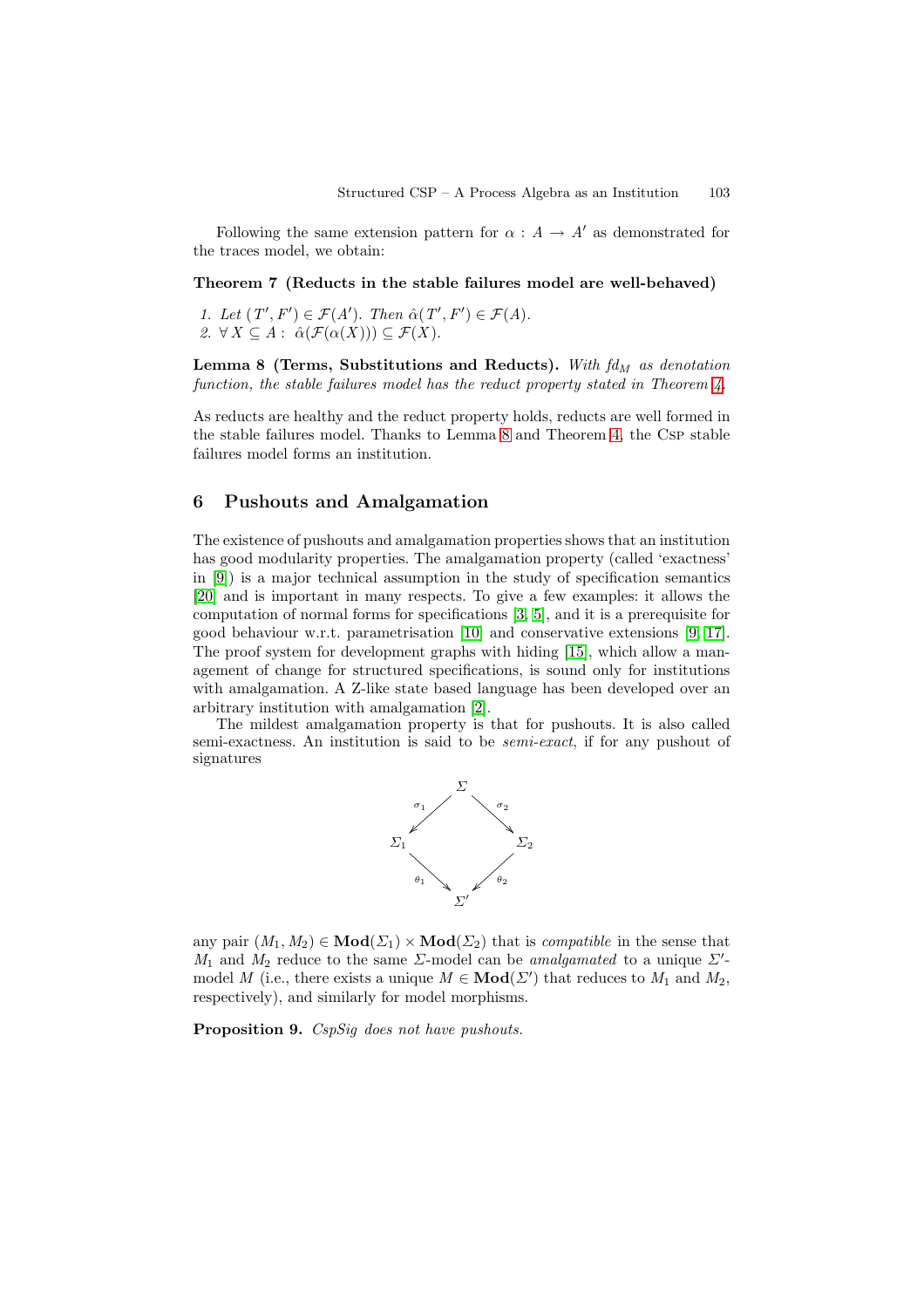Following the same extension pattern for $\alpha : A \to A'$ as demonstrated for the traces model, we obtain:

**Theorem 7 (Reducts in the stable failures model are well-behaved)**

1. *Let* $(T', F') \in \mathcal{F}(A')$. *Then* $\hat{\alpha}(T', F') \in \mathcal{F}(A)$.
2. $\forall\, X \subseteq A : \ \hat{\alpha}(\mathcal{F}(\alpha(X))) \subseteq \mathcal{F}(X)$.

**Lemma 8 (Terms, Substitutions and Reducts).** *With $fd_M$ as denotation function, the stable failures model has the reduct property stated in Theorem 4.*

As reducts are healthy and the reduct property holds, reducts are well formed in the stable failures model. Thanks to Lemma 8 and Theorem 4, the Csp stable failures model forms an institution.

## 6 Pushouts and Amalgamation

The existence of pushouts and amalgamation properties shows that an institution has good modularity properties. The amalgamation property (called 'exactness' in [9]) is a major technical assumption in the study of specification semantics [20] and is important in many respects. To give a few examples: it allows the computation of normal forms for specifications [3, 5], and it is a prerequisite for good behaviour w.r.t. parametrisation [10] and conservative extensions [9, 17]. The proof system for development graphs with hiding [15], which allow a management of change for structured specifications, is sound only for institutions with amalgamation. A Z-like state based language has been developed over an arbitrary institution with amalgamation [2].

The mildest amalgamation property is that for pushouts. It is also called semi-exactness. An institution is said to be *semi-exact*, if for any pushout of signatures

$$
\begin{array}{ccccc}
 & & \Sigma & & \\
 & \sigma_1 \swarrow & & \searrow \sigma_2 & \\
\Sigma_1 & & & & \Sigma_2 \\
 & \theta_1 \searrow & & \swarrow \theta_2 & \\
 & & \Sigma' & &
\end{array}
$$

any pair $(M_1, M_2) \in \mathbf{Mod}(\Sigma_1) \times \mathbf{Mod}(\Sigma_2)$ that is *compatible* in the sense that $M_1$ and $M_2$ reduce to the same $\Sigma$-model can be *amalgamated* to a unique $\Sigma'$-model $M$ (i.e., there exists a unique $M \in \mathbf{Mod}(\Sigma')$ that reduces to $M_1$ and $M_2$, respectively), and similarly for model morphisms.

**Proposition 9.** *CspSig does not have pushouts.*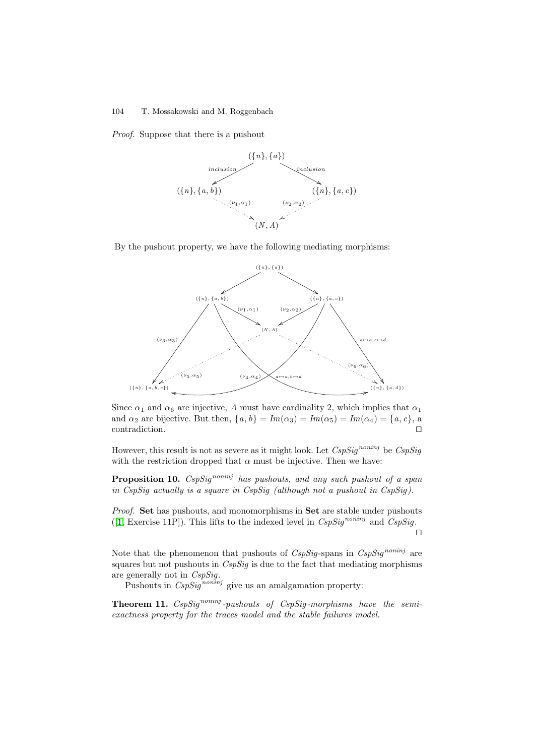*Proof.* Suppose that there is a pushout

$({\{n\}, \{a\}})$

*inclusion* *inclusion*

$(\{n\}, \{a, b\})$ $(\{n\}, \{a, c\})$

$(\nu_1,\alpha_1)$ $(\nu_2,\alpha_2)$

$(N, A)$

By the pushout property, we have the following mediating morphisms:

$(\{n\}, \{a\})$

$(\{n\}, \{a, b\})$ $(\{n\}, \{a, c\})$

$(\nu_1,\alpha_1)$ $(\nu_2,\alpha_2)$

$(N, A)$

$(\nu_3,\alpha_3)$ $a \mapsto a, c \mapsto d$

$(\nu_6,\alpha_6)$

$(\nu_5,\alpha_5)$ $(\nu_4,\alpha_4)$ $a \mapsto a, b \mapsto d$

$(\{n\}, \{a, b, c\})$ $(\{n\}, \{a, d\})$

Since $\alpha_1$ and $\alpha_6$ are injective, $A$ must have cardinality 2, which implies that $\alpha_1$ and $\alpha_2$ are bijective. But then, $\{a, b\} = Im(\alpha_3) = Im(\alpha_5) = Im(\alpha_4) = \{a, c\}$, a contradiction. □

However, this result is not as severe as it might look. Let $CspSig^{noninj}$ be $CspSig$ with the restriction dropped that $\alpha$ must be injective. Then we have:

**Proposition 10.** *$CspSig^{noninj}$ has pushouts, and any such pushout of a span in $CspSig$ actually is a square in $CspSig$ (although not a pushout in $CspSig$).*

*Proof.* **Set** has pushouts, and monomorphisms in **Set** are stable under pushouts ([1, Exercise 11P]). This lifts to the indexed level in $CspSig^{noninj}$ and $CspSig$. □

Note that the phenomenon that pushouts of $CspSig$-spans in $CspSig^{noninj}$ are squares but not pushouts in $CspSig$ is due to the fact that mediating morphisms are generally not in $CspSig$.

Pushouts in $CspSig^{noninj}$ give us an amalgamation property:

**Theorem 11.** *$CspSig^{noninj}$-pushouts of $CspSig$-morphisms have the semi-exactness property for the traces model and the stable failures model.*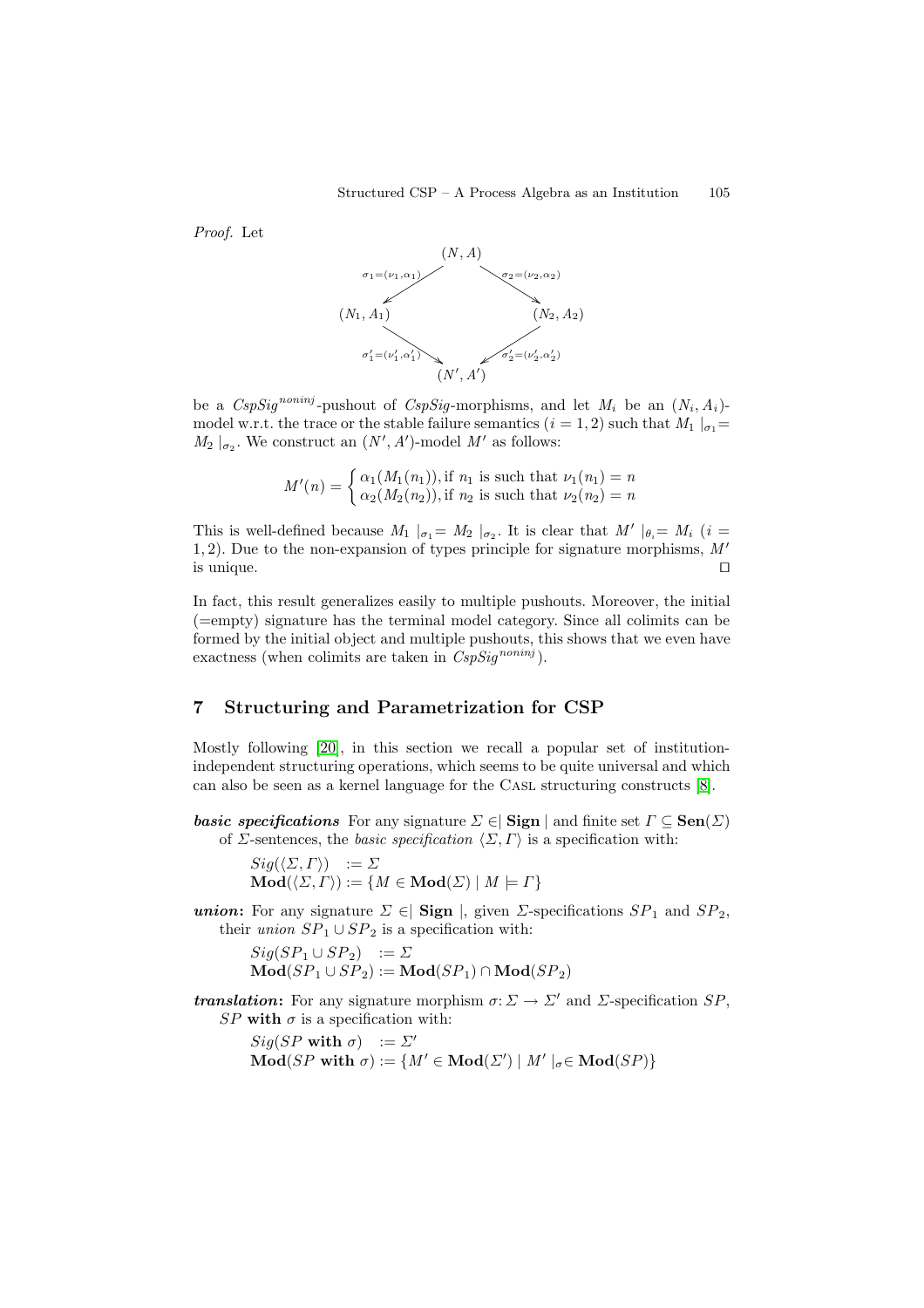*Proof.* Let

$$\begin{array}{ccccc} & & (N, A) & & \\ & \swarrow^{\sigma_1=(\nu_1,\alpha_1)} & & \searrow^{\sigma_2=(\nu_2,\alpha_2)} & \\ (N_1, A_1) & & & & (N_2, A_2) \\ & \searrow_{\sigma_1'=(\nu_1',\alpha_1')} & & \swarrow_{\sigma_2'=(\nu_2',\alpha_2')} & \\ & & (N', A') & & \end{array}$$

be a $CspSig^{noninj}$-pushout of $CspSig$-morphisms, and let $M_i$ be an $(N_i, A_i)$-model w.r.t. the trace or the stable failure semantics ($i = 1, 2$) such that $M_1 \mid_{\sigma_1} = M_2 \mid_{\sigma_2}$. We construct an $(N', A')$-model $M'$ as follows:

$$M'(n) = \begin{cases} \alpha_1(M_1(n_1)), \text{if } n_1 \text{ is such that } \nu_1(n_1) = n \\ \alpha_2(M_2(n_2)), \text{if } n_2 \text{ is such that } \nu_2(n_2) = n \end{cases}$$

This is well-defined because $M_1 \mid_{\sigma_1} = M_2 \mid_{\sigma_2}$. It is clear that $M' \mid_{\theta_i} = M_i$ ($i = 1, 2$). Due to the non-expansion of types principle for signature morphisms, $M'$ is unique. □

In fact, this result generalizes easily to multiple pushouts. Moreover, the initial (=empty) signature has the terminal model category. Since all colimits can be formed by the initial object and multiple pushouts, this shows that we even have exactness (when colimits are taken in $CspSig^{noninj}$).

## 7 Structuring and Parametrization for CSP

Mostly following [20], in this section we recall a popular set of institution-independent structuring operations, which seems to be quite universal and which can also be seen as a kernel language for the CASL structuring constructs [8].

***basic specifications*** For any signature $\Sigma \in\mid \mathbf{Sign} \mid$ and finite set $\Gamma \subseteq \mathbf{Sen}(\Sigma)$ of $\Sigma$-sentences, the *basic specification* $\langle \Sigma, \Gamma \rangle$ is a specification with:

$$Sig(\langle \Sigma, \Gamma \rangle) := \Sigma$$
$$\mathbf{Mod}(\langle \Sigma, \Gamma \rangle) := \{M \in \mathbf{Mod}(\Sigma) \mid M \models \Gamma\}$$

***union*:** For any signature $\Sigma \in\mid \mathbf{Sign} \mid$, given $\Sigma$-specifications $SP_1$ and $SP_2$, their *union* $SP_1 \cup SP_2$ is a specification with:

$$Sig(SP_1 \cup SP_2) := \Sigma$$
$$\mathbf{Mod}(SP_1 \cup SP_2) := \mathbf{Mod}(SP_1) \cap \mathbf{Mod}(SP_2)$$

***translation*:** For any signature morphism $\sigma: \Sigma \to \Sigma'$ and $\Sigma$-specification $SP$, $SP$ **with** $\sigma$ is a specification with:

$$Sig(SP \textbf{ with } \sigma) := \Sigma'$$
$$\mathbf{Mod}(SP \textbf{ with } \sigma) := \{M' \in \mathbf{Mod}(\Sigma') \mid M' \mid_\sigma \in \mathbf{Mod}(SP)\}$$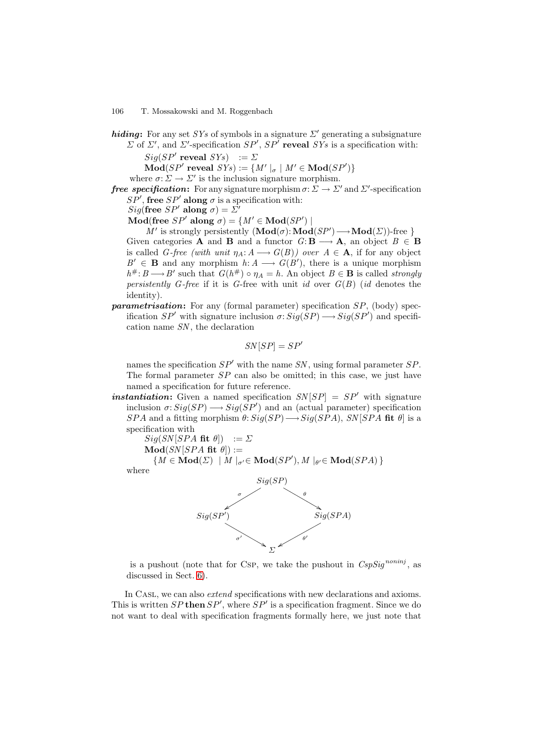***hiding*:** For any set $SYs$ of symbols in a signature $\Sigma'$ generating a subsignature $\Sigma$ of $\Sigma'$, and $\Sigma'$-specification $SP'$, $SP'$ **reveal** $SYs$ is a specification with:

$Sig(SP'$ **reveal** $SYs) \quad := \Sigma$

$\mathbf{Mod}(SP'$ **reveal** $SYs) := \{M'|_\sigma \mid M' \in \mathbf{Mod}(SP')\}$

where $\sigma \colon \Sigma \to \Sigma'$ is the inclusion signature morphism.

***free specification*:** For any signature morphism $\sigma \colon \Sigma \to \Sigma'$ and $\Sigma'$-specification $SP'$, **free** $SP'$ **along** $\sigma$ is a specification with:

$Sig($**free** $SP'$ **along** $\sigma) = \Sigma'$

$\mathbf{Mod}($**free** $SP'$ **along** $\sigma) = \{M' \in \mathbf{Mod}(SP') \mid$

$M'$ is strongly persistently $(\mathbf{Mod}(\sigma) \colon \mathbf{Mod}(SP') \longrightarrow \mathbf{Mod}(\Sigma))$-free $\}$

Given categories $\mathbf{A}$ and $\mathbf{B}$ and a functor $G \colon \mathbf{B} \longrightarrow \mathbf{A}$, an object $B \in \mathbf{B}$ is called *$G$-free (with unit $\eta_A \colon A \longrightarrow G(B)$) over $A \in \mathbf{A}$*, if for any object $B' \in \mathbf{B}$ and any morphism $h \colon A \longrightarrow G(B')$, there is a unique morphism $h^{\#} \colon B \longrightarrow B'$ such that $G(h^{\#}) \circ \eta_A = h$. An object $B \in \mathbf{B}$ is called *strongly persistently $G$-free* if it is $G$-free with unit $id$ over $G(B)$ ($id$ denotes the identity).

***parametrisation*:** For any (formal parameter) specification $SP$, (body) specification $SP'$ with signature inclusion $\sigma \colon Sig(SP) \longrightarrow Sig(SP')$ and specification name $SN$, the declaration

$$SN[SP] = SP'$$

names the specification $SP'$ with the name $SN$, using formal parameter $SP$. The formal parameter $SP$ can also be omitted; in this case, we just have named a specification for future reference.

***instantiation*:** Given a named specification $SN[SP] = SP'$ with signature inclusion $\sigma \colon Sig(SP) \longrightarrow Sig(SP')$ and an (actual parameter) specification $SPA$ and a fitting morphism $\theta \colon Sig(SP) \longrightarrow Sig(SPA)$, $SN[SPA$ **fit** $\theta]$ is a specification with

$Sig(SN[SPA$ **fit** $\theta]) \quad := \Sigma$

$\mathbf{Mod}(SN[SPA$ **fit** $\theta]) :=$

$\{M \in \mathbf{Mod}(\Sigma) \mid M|_{\sigma'} \in \mathbf{Mod}(SP'), M|_{\theta'} \in \mathbf{Mod}(SPA)\}$

where

$$\begin{array}{ccccc} & & Sig(SP) & & \\ & \swarrow^{\sigma} & & \searrow^{\theta} & \\ Sig(SP') & & & & Sig(SPA) \\ & \searrow_{\sigma'} & & \swarrow_{\theta'} & \\ & & \Sigma & & \end{array}$$

is a pushout (note that for Csp, we take the pushout in $CspSig^{noninj}$, as discussed in Sect. 6).

In Casl, we can also *extend* specifications with new declarations and axioms. This is written $SP$ **then** $SP'$, where $SP'$ is a specification fragment. Since we do not want to deal with specification fragments formally here, we just note that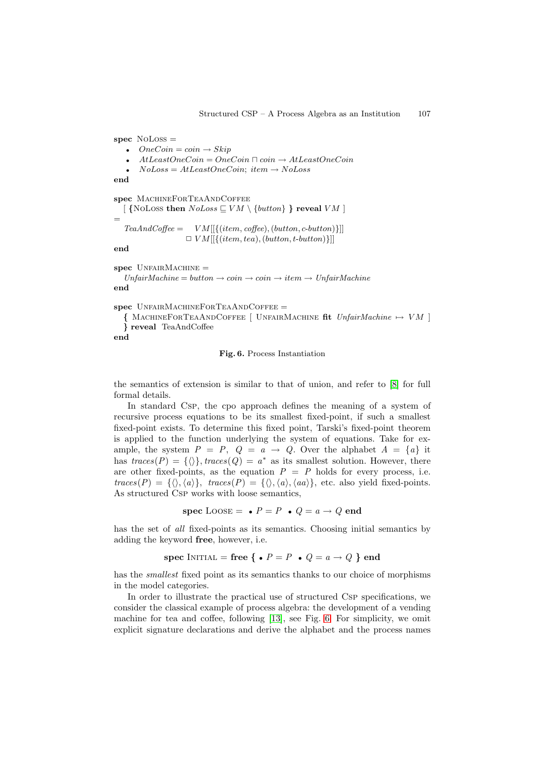**spec** NoLoss =

- $OneCoin = coin \rightarrow Skip$
- $AtLeastOneCoin = OneCoin \sqcap coin \rightarrow AtLeastOneCoin$
- $NoLoss = AtLeastOneCoin;\ item \rightarrow NoLoss$

**end**

**spec** MachineForTeaAndCoffee
  [ **{**NoLoss **then** $NoLoss \sqsubseteq VM \setminus \{button\}$ **}** **reveal** $VM$ ]
=
  $TeaAndCoffee = \quad VM[[\{(item, coffee), (button, c\text{-}button)\}]]$
  $\qquad\qquad\qquad\quad \Box\ VM[[\{(item, tea), (button, t\text{-}button)\}]]$
**end**

**spec** UnfairMachine =
  $UnfairMachine = button \rightarrow coin \rightarrow coin \rightarrow item \rightarrow UnfairMachine$
**end**

**spec** UnfairMachineForTeaAndCoffee =
  **{** MachineForTeaAndCoffee [ UnfairMachine **fit** $UnfairMachine \mapsto VM$ ]
  **}** **reveal** TeaAndCoffee
**end**

**Fig. 6.** Process Instantiation

the semantics of extension is similar to that of union, and refer to [8] for full formal details.

In standard Csp, the cpo approach defines the meaning of a system of recursive process equations to be its smallest fixed-point, if such a smallest fixed-point exists. To determine this fixed point, Tarski's fixed-point theorem is applied to the function underlying the system of equations. Take for example, the system $P = P$, $Q = a \rightarrow Q$. Over the alphabet $A = \{a\}$ it has $traces(P) = \{\langle\rangle\}, traces(Q) = a^*$ as its smallest solution. However, there are other fixed-points, as the equation $P = P$ holds for every process, i.e. $traces(P) = \{\langle\rangle, \langle a\rangle\}$, $traces(P) = \{\langle\rangle, \langle a\rangle, \langle aa\rangle\}$, etc. also yield fixed-points. As structured Csp works with loose semantics,

$$\textbf{spec}\ \textsc{Loose} = \ \bullet\ P = P\ \ \bullet\ Q = a \rightarrow Q\ \textbf{end}$$

has the set of *all* fixed-points as its semantics. Choosing initial semantics by adding the keyword **free**, however, i.e.

$$\textbf{spec}\ \textsc{Initial} = \textbf{free}\ \{\ \bullet\ P = P\ \ \bullet\ Q = a \rightarrow Q\ \}\ \textbf{end}$$

has the *smallest* fixed point as its semantics thanks to our choice of morphisms in the model categories.

In order to illustrate the practical use of structured Csp specifications, we consider the classical example of process algebra: the development of a vending machine for tea and coffee, following [13], see Fig. 6. For simplicity, we omit explicit signature declarations and derive the alphabet and the process names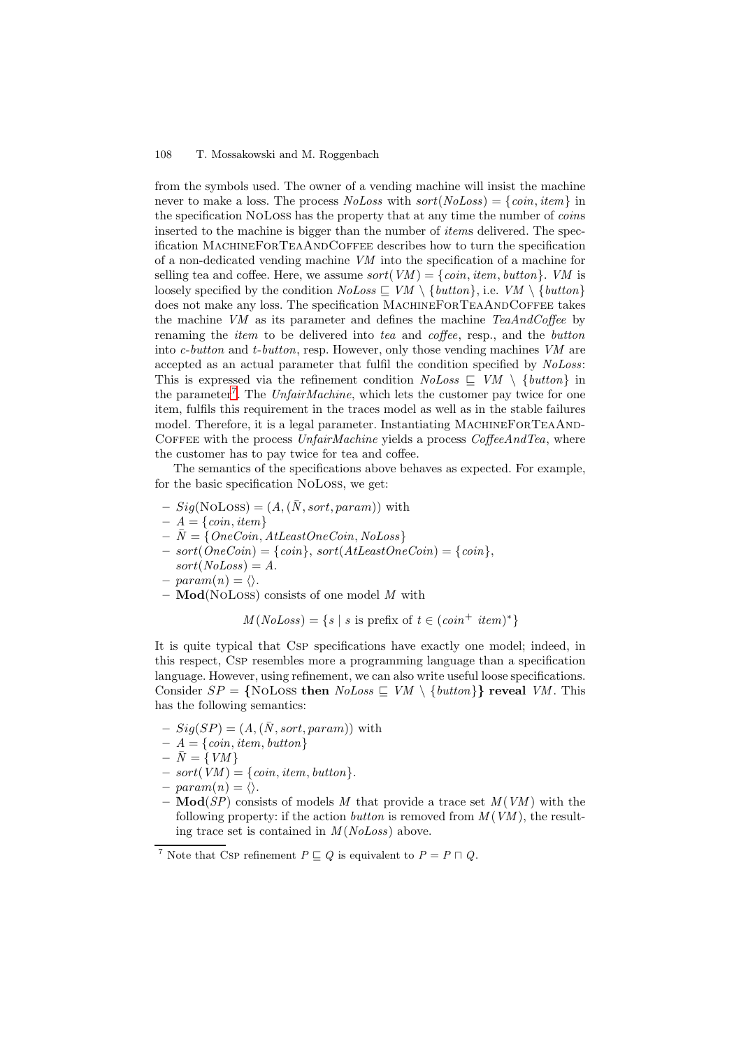from the symbols used. The owner of a vending machine will insist the machine never to make a loss. The process *NoLoss* with $sort(NoLoss) = \{coin, item\}$ in the specification NoLoss has the property that at any time the number of *coin*s inserted to the machine is bigger than the number of *item*s delivered. The specification MachineForTeaAndCoffee describes how to turn the specification of a non-dedicated vending machine *VM* into the specification of a machine for selling tea and coffee. Here, we assume $sort(VM) = \{coin, item, button\}$. *VM* is loosely specified by the condition $NoLoss \sqsubseteq VM \setminus \{button\}$, i.e. $VM \setminus \{button\}$ does not make any loss. The specification MachineForTeaAndCoffee takes the machine *VM* as its parameter and defines the machine *TeaAndCoffee* by renaming the *item* to be delivered into *tea* and *coffee*, resp., and the *button* into *c-button* and *t-button*, resp. However, only those vending machines *VM* are accepted as an actual parameter that fulfil the condition specified by *NoLoss*: This is expressed via the refinement condition $NoLoss \sqsubseteq VM \setminus \{button\}$ in the parameter[7]. The *UnfairMachine*, which lets the customer pay twice for one item, fulfils this requirement in the traces model as well as in the stable failures model. Therefore, it is a legal parameter. Instantiating MachineForTeaAndCoffee with the process *UnfairMachine* yields a process *CoffeeAndTea*, where the customer has to pay twice for tea and coffee.

The semantics of the specifications above behaves as expected. For example, for the basic specification NoLoss, we get:

- $Sig(\text{NoLoss}) = (A, (\bar{N}, sort, param))$ with
- $A = \{coin, item\}$
- $\bar{N} = \{OneCoin, AtLeastOneCoin, NoLoss\}$
- $sort(OneCoin) = \{coin\}$, $sort(AtLeastOneCoin) = \{coin\}$, $sort(NoLoss) = A$.
- $param(n) = \langle\rangle$.
- **Mod**(NoLoss) consists of one model $M$ with

$$M(NoLoss) = \{s \mid s \text{ is prefix of } t \in (coin^+ \ item)^*\}$$

It is quite typical that Csp specifications have exactly one model; indeed, in this respect, Csp resembles more a programming language than a specification language. However, using refinement, we can also write useful loose specifications. Consider $SP =$ **{**NoLoss **then** $NoLoss \sqsubseteq VM \setminus \{button\}$**}** **reveal** *VM*. This has the following semantics:

- $Sig(SP) = (A, (\bar{N}, sort, param))$ with
- $A = \{coin, item, button\}$
- $\bar{N} = \{VM\}$
- $sort(VM) = \{coin, item, button\}$.
- $param(n) = \langle\rangle$.
- **Mod**($SP$) consists of models $M$ that provide a trace set $M(VM)$ with the following property: if the action *button* is removed from $M(VM)$, the resulting trace set is contained in $M(NoLoss)$ above.

[7] Note that Csp refinement $P \sqsubseteq Q$ is equivalent to $P = P \sqcap Q$.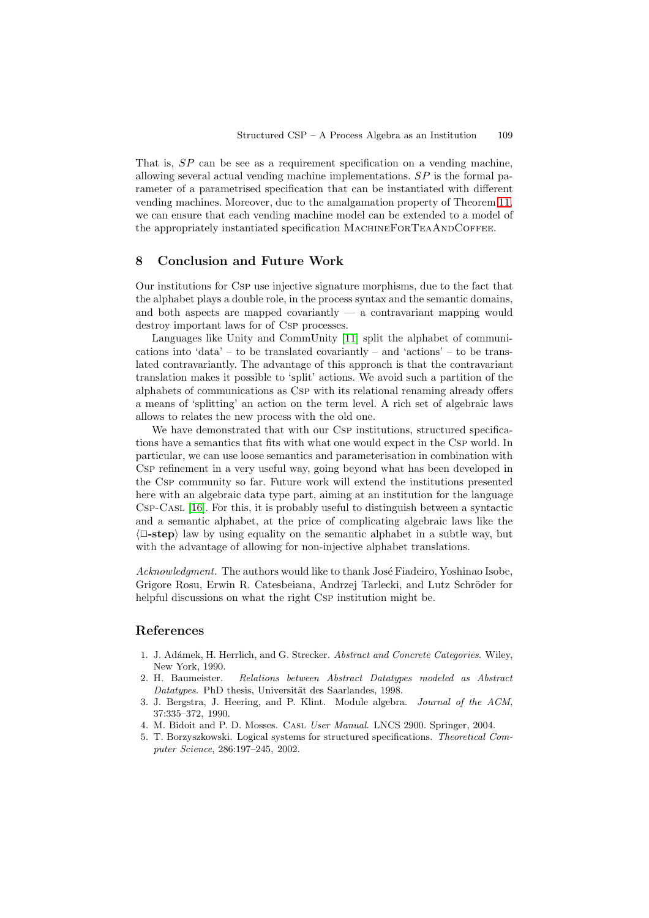That is, $SP$ can be see as a requirement specification on a vending machine, allowing several actual vending machine implementations. $SP$ is the formal parameter of a parametrised specification that can be instantiated with different vending machines. Moreover, due to the amalgamation property of Theorem 11, we can ensure that each vending machine model can be extended to a model of the appropriately instantiated specification MachineForTeaAndCoffee.

## 8 Conclusion and Future Work

Our institutions for Csp use injective signature morphisms, due to the fact that the alphabet plays a double role, in the process syntax and the semantic domains, and both aspects are mapped covariantly — a contravariant mapping would destroy important laws for of Csp processes.

Languages like Unity and CommUnity [11] split the alphabet of communications into 'data' – to be translated covariantly – and 'actions' – to be translated contravariantly. The advantage of this approach is that the contravariant translation makes it possible to 'split' actions. We avoid such a partition of the alphabets of communications as Csp with its relational renaming already offers a means of 'splitting' an action on the term level. A rich set of algebraic laws allows to relates the new process with the old one.

We have demonstrated that with our Csp institutions, structured specifications have a semantics that fits with what one would expect in the Csp world. In particular, we can use loose semantics and parameterisation in combination with Csp refinement in a very useful way, going beyond what has been developed in the Csp community so far. Future work will extend the institutions presented here with an algebraic data type part, aiming at an institution for the language Csp-Casl [16]. For this, it is probably useful to distinguish between a syntactic and a semantic alphabet, at the price of complicating algebraic laws like the ⟨**□-step**⟩ law by using equality on the semantic alphabet in a subtle way, but with the advantage of allowing for non-injective alphabet translations.

*Acknowledgment.* The authors would like to thank José Fiadeiro, Yoshinao Isobe, Grigore Rosu, Erwin R. Catesbeiana, Andrzej Tarlecki, and Lutz Schröder for helpful discussions on what the right Csp institution might be.

## References

1. J. Adámek, H. Herrlich, and G. Strecker. *Abstract and Concrete Categories*. Wiley, New York, 1990.
2. H. Baumeister. *Relations between Abstract Datatypes modeled as Abstract Datatypes*. PhD thesis, Universität des Saarlandes, 1998.
3. J. Bergstra, J. Heering, and P. Klint. Module algebra. *Journal of the ACM*, 37:335–372, 1990.
4. M. Bidoit and P. D. Mosses. *Casl User Manual*. LNCS 2900. Springer, 2004.
5. T. Borzyszkowski. Logical systems for structured specifications. *Theoretical Computer Science*, 286:197–245, 2002.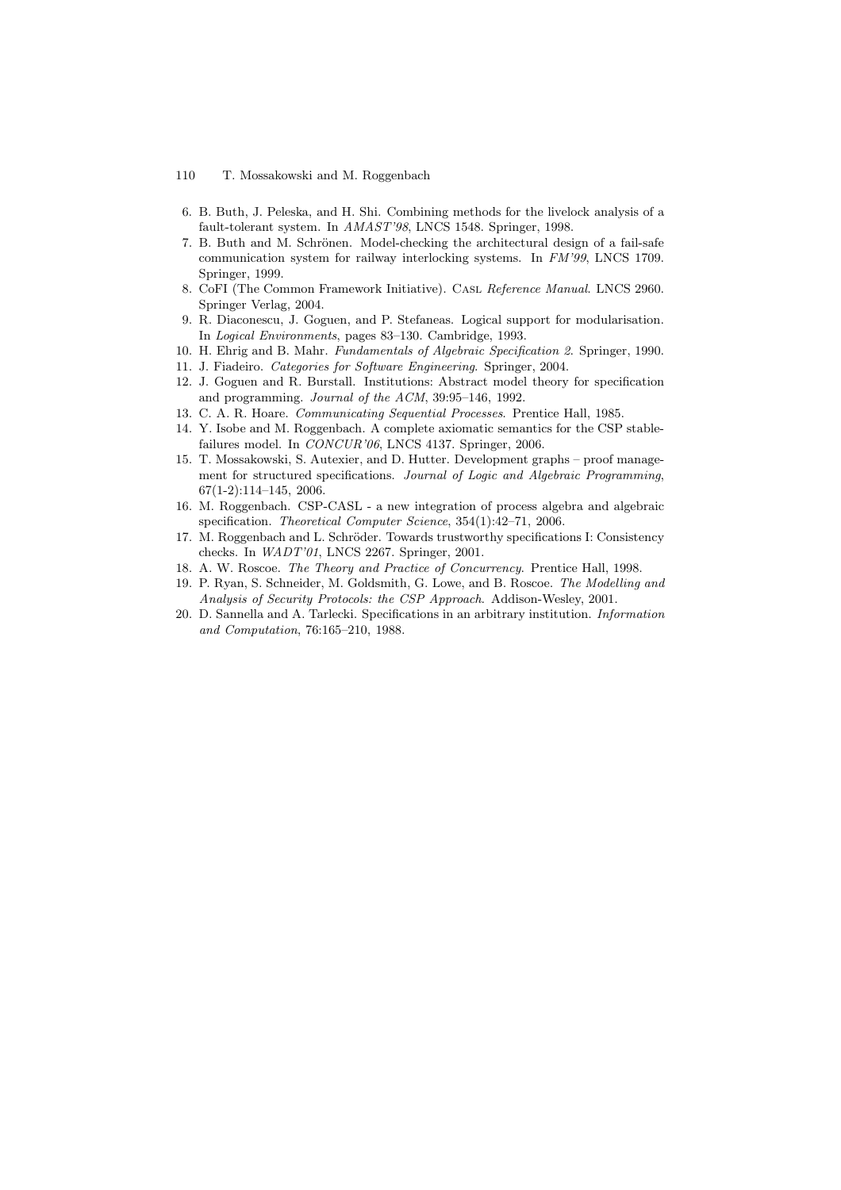6. B. Buth, J. Peleska, and H. Shi. Combining methods for the livelock analysis of a fault-tolerant system. In *AMAST'98*, LNCS 1548. Springer, 1998.
7. B. Buth and M. Schrönen. Model-checking the architectural design of a fail-safe communication system for railway interlocking systems. In *FM'99*, LNCS 1709. Springer, 1999.
8. CoFI (The Common Framework Initiative). Casl *Reference Manual*. LNCS 2960. Springer Verlag, 2004.
9. R. Diaconescu, J. Goguen, and P. Stefaneas. Logical support for modularisation. In *Logical Environments*, pages 83–130. Cambridge, 1993.
10. H. Ehrig and B. Mahr. *Fundamentals of Algebraic Specification 2*. Springer, 1990.
11. J. Fiadeiro. *Categories for Software Engineering*. Springer, 2004.
12. J. Goguen and R. Burstall. Institutions: Abstract model theory for specification and programming. *Journal of the ACM*, 39:95–146, 1992.
13. C. A. R. Hoare. *Communicating Sequential Processes*. Prentice Hall, 1985.
14. Y. Isobe and M. Roggenbach. A complete axiomatic semantics for the CSP stable-failures model. In *CONCUR'06*, LNCS 4137. Springer, 2006.
15. T. Mossakowski, S. Autexier, and D. Hutter. Development graphs – proof management for structured specifications. *Journal of Logic and Algebraic Programming*, 67(1-2):114–145, 2006.
16. M. Roggenbach. CSP-CASL - a new integration of process algebra and algebraic specification. *Theoretical Computer Science*, 354(1):42–71, 2006.
17. M. Roggenbach and L. Schröder. Towards trustworthy specifications I: Consistency checks. In *WADT'01*, LNCS 2267. Springer, 2001.
18. A. W. Roscoe. *The Theory and Practice of Concurrency*. Prentice Hall, 1998.
19. P. Ryan, S. Schneider, M. Goldsmith, G. Lowe, and B. Roscoe. *The Modelling and Analysis of Security Protocols: the CSP Approach*. Addison-Wesley, 2001.
20. D. Sannella and A. Tarlecki. Specifications in an arbitrary institution. *Information and Computation*, 76:165–210, 1988.